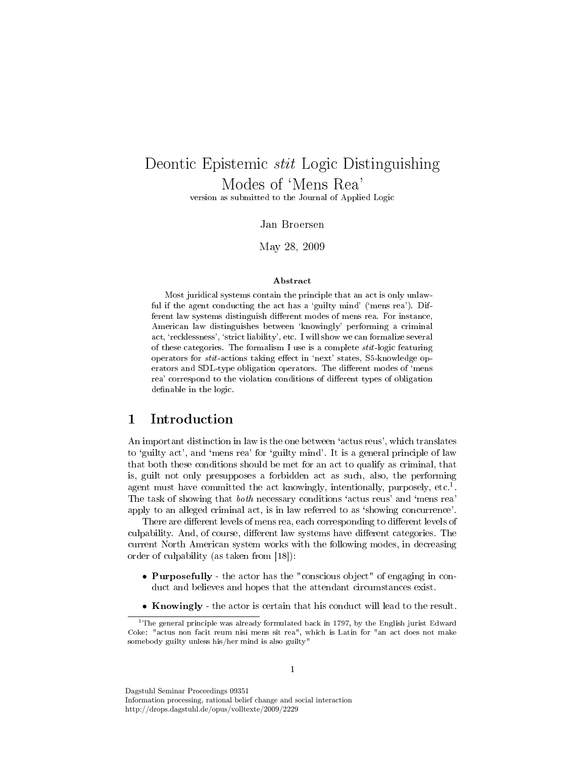# Deontic Epistemic *stit* Logic Distinguishing Modes of 'Mens Rea'

version as submitted to the Journal of Applied Logic

Jan Broersen

May 28, 2009

### Abstract

Most juridical systems contain the principle that an act is only unlawful if the agent conducting the act has a 'guilty mind' ('mens rea'). Different law systems distinguish different modes of mens rea. For instance, American law distinguishes between 'knowingly' performing a criminal act, 'recklessness', 'strict liability', etc. I will show we can formalize several of these categories. The formalism I use is a complete *stit*-logic featuring operators for *stit*-actions taking effect in 'next' states, S5-knowledge operators and SDL-type obligation operators. The different modes of 'mens rea' correspond to the violation conditions of different types of obligation definable in the logic.

## 1 Introduction

An important distinction in law is the one between 'actus reus', which translates to 'guilty act', and 'mens rea' for 'guilty mind'. It is a general principle of law that both these conditions should be met for an act to qualify as criminal, that is, guilt not only presupposes a forbidden act as such, also, the performing agent must have committed the act knowingly, intentionally, purposely, etc.[1]. The task of showing that *both* necessary conditions 'actus reus' and 'mens rea' apply to an alleged criminal act, is in law referred to as 'showing concurrence'.

There are different levels of mens rea, each corresponding to different levels of culpability. And, of course, different law systems have different categories. The current North American system works with the following modes, in decreasing order of culpability (as taken from [18]):

- **Purposefully** - the actor has the "conscious object" of engaging in conduct and believes and hopes that the attendant circumstances exist.
- **Knowingly** - the actor is certain that his conduct will lead to the result.

[1] The general principle was already formulated back in 1797, by the English jurist Edward Coke: "actus non facit reum nisi mens sit rea", which is Latin for "an act does not make somebody guilty unless his/her mind is also guilty"

Dagstuhl Seminar Proceedings 09351
Information processing, rational belief change and social interaction
http://drops.dagstuhl.de/opus/volltexte/2009/2229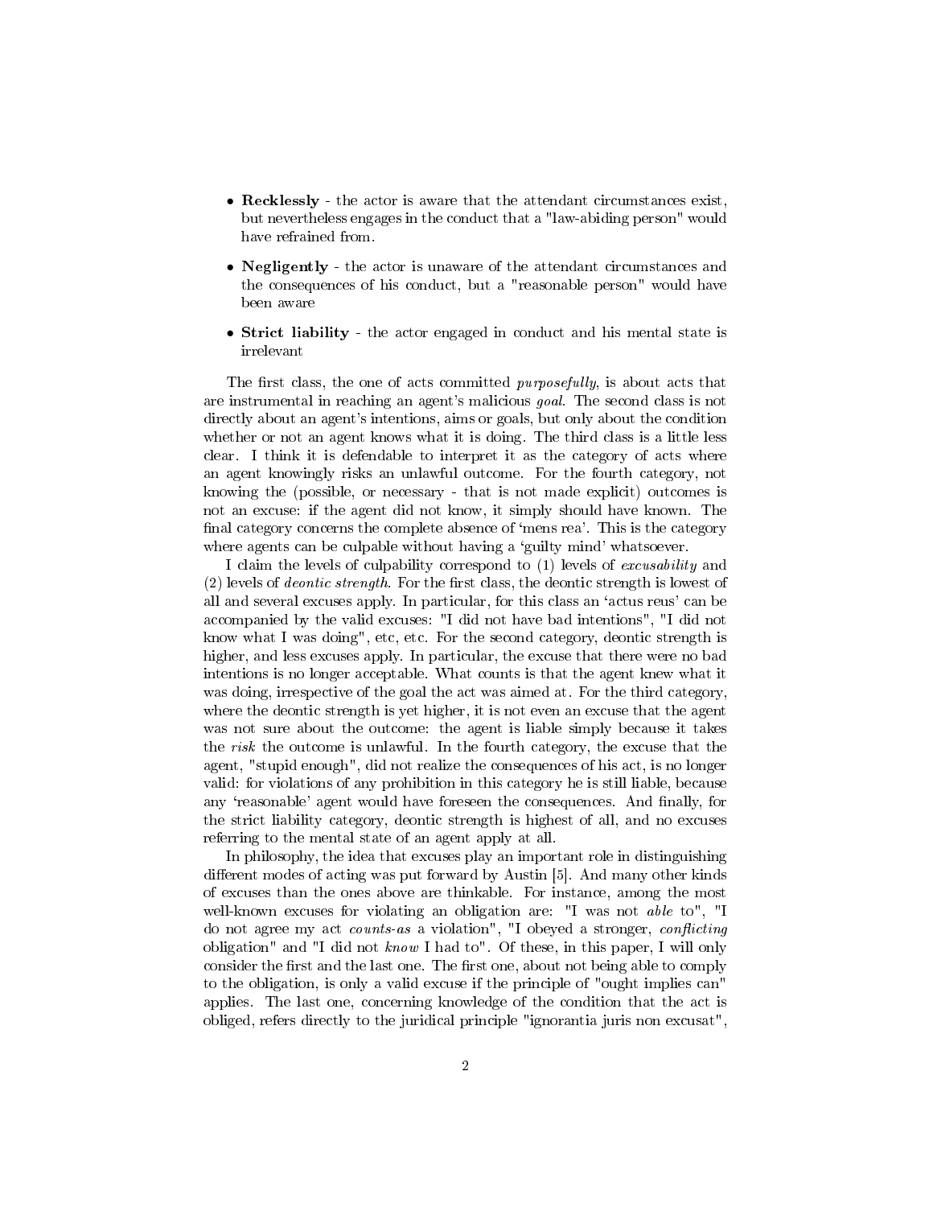- **Recklessly** - the actor is aware that the attendant circumstances exist, but nevertheless engages in the conduct that a "law-abiding person" would have refrained from.
- **Negligently** - the actor is unaware of the attendant circumstances and the consequences of his conduct, but a "reasonable person" would have been aware
- **Strict liability** - the actor engaged in conduct and his mental state is irrelevant

The first class, the one of acts committed *purposefully*, is about acts that are instrumental in reaching an agent's malicious *goal*. The second class is not directly about an agent's intentions, aims or goals, but only about the condition whether or not an agent knows what it is doing. The third class is a little less clear. I think it is defendable to interpret it as the category of acts where an agent knowingly risks an unlawful outcome. For the fourth category, not knowing the (possible, or necessary - that is not made explicit) outcomes is not an excuse: if the agent did not know, it simply should have known. The final category concerns the complete absence of 'mens rea'. This is the category where agents can be culpable without having a 'guilty mind' whatsoever.

I claim the levels of culpability correspond to (1) levels of *excusability* and (2) levels of *deontic strength*. For the first class, the deontic strength is lowest of all and several excuses apply. In particular, for this class an 'actus reus' can be accompanied by the valid excuses: "I did not have bad intentions", "I did not know what I was doing", etc, etc. For the second category, deontic strength is higher, and less excuses apply. In particular, the excuse that there were no bad intentions is no longer acceptable. What counts is that the agent knew what it was doing, irrespective of the goal the act was aimed at. For the third category, where the deontic strength is yet higher, it is not even an excuse that the agent was not sure about the outcome: the agent is liable simply because it takes the *risk* the outcome is unlawful. In the fourth category, the excuse that the agent, "stupid enough", did not realize the consequences of his act, is no longer valid: for violations of any prohibition in this category he is still liable, because any 'reasonable' agent would have foreseen the consequences. And finally, for the strict liability category, deontic strength is highest of all, and no excuses referring to the mental state of an agent apply at all.

In philosophy, the idea that excuses play an important role in distinguishing different modes of acting was put forward by Austin [5]. And many other kinds of excuses than the ones above are thinkable. For instance, among the most well-known excuses for violating an obligation are: "I was not *able* to", "I do not agree my act *counts-as* a violation", "I obeyed a stronger, *conflicting* obligation" and "I did not *know* I had to". Of these, in this paper, I will only consider the first and the last one. The first one, about not being able to comply to the obligation, is only a valid excuse if the principle of "ought implies can" applies. The last one, concerning knowledge of the condition that the act is obliged, refers directly to the juridical principle "ignorantia juris non excusat",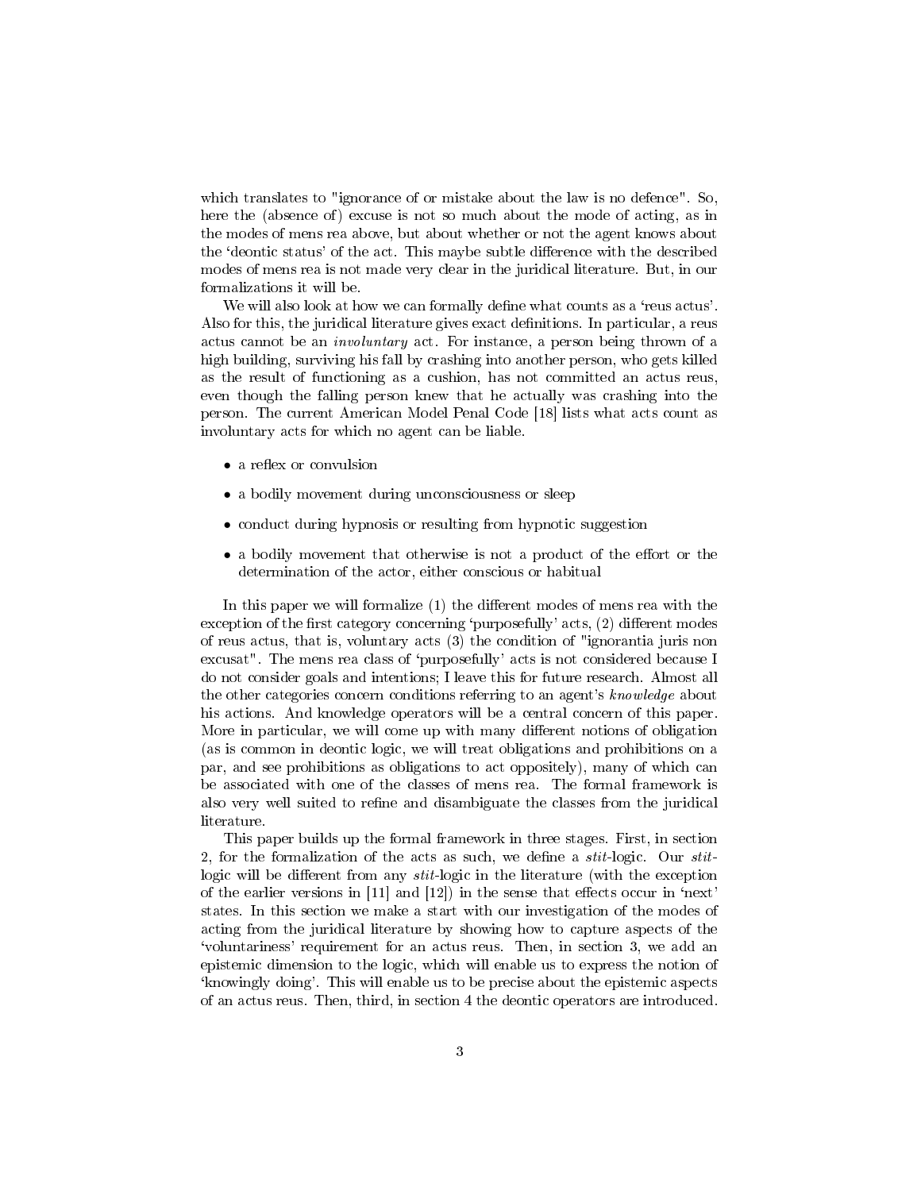which translates to "ignorance of or mistake about the law is no defence". So, here the (absence of) excuse is not so much about the mode of acting, as in the modes of mens rea above, but about whether or not the agent knows about the 'deontic status' of the act. This maybe subtle difference with the described modes of mens rea is not made very clear in the juridical literature. But, in our formalizations it will be.

We will also look at how we can formally define what counts as a 'reus actus'. Also for this, the juridical literature gives exact definitions. In particular, a reus actus cannot be an *involuntary* act. For instance, a person being thrown of a high building, surviving his fall by crashing into another person, who gets killed as the result of functioning as a cushion, has not committed an actus reus, even though the falling person knew that he actually was crashing into the person. The current American Model Penal Code [18] lists what acts count as involuntary acts for which no agent can be liable.

- a reflex or convulsion
- a bodily movement during unconsciousness or sleep
- conduct during hypnosis or resulting from hypnotic suggestion
- a bodily movement that otherwise is not a product of the effort or the determination of the actor, either conscious or habitual

In this paper we will formalize (1) the different modes of mens rea with the exception of the first category concerning 'purposefully' acts, (2) different modes of reus actus, that is, voluntary acts (3) the condition of "ignorantia juris non excusat". The mens rea class of 'purposefully' acts is not considered because I do not consider goals and intentions; I leave this for future research. Almost all the other categories concern conditions referring to an agent's *knowledge* about his actions. And knowledge operators will be a central concern of this paper. More in particular, we will come up with many different notions of obligation (as is common in deontic logic, we will treat obligations and prohibitions on a par, and see prohibitions as obligations to act oppositely), many of which can be associated with one of the classes of mens rea. The formal framework is also very well suited to refine and disambiguate the classes from the juridical literature.

This paper builds up the formal framework in three stages. First, in section 2, for the formalization of the acts as such, we define a *stit*-logic. Our *stit*-logic will be different from any *stit*-logic in the literature (with the exception of the earlier versions in [11] and [12]) in the sense that effects occur in 'next' states. In this section we make a start with our investigation of the modes of acting from the juridical literature by showing how to capture aspects of the 'voluntariness' requirement for an actus reus. Then, in section 3, we add an epistemic dimension to the logic, which will enable us to express the notion of 'knowingly doing'. This will enable us to be precise about the epistemic aspects of an actus reus. Then, third, in section 4 the deontic operators are introduced.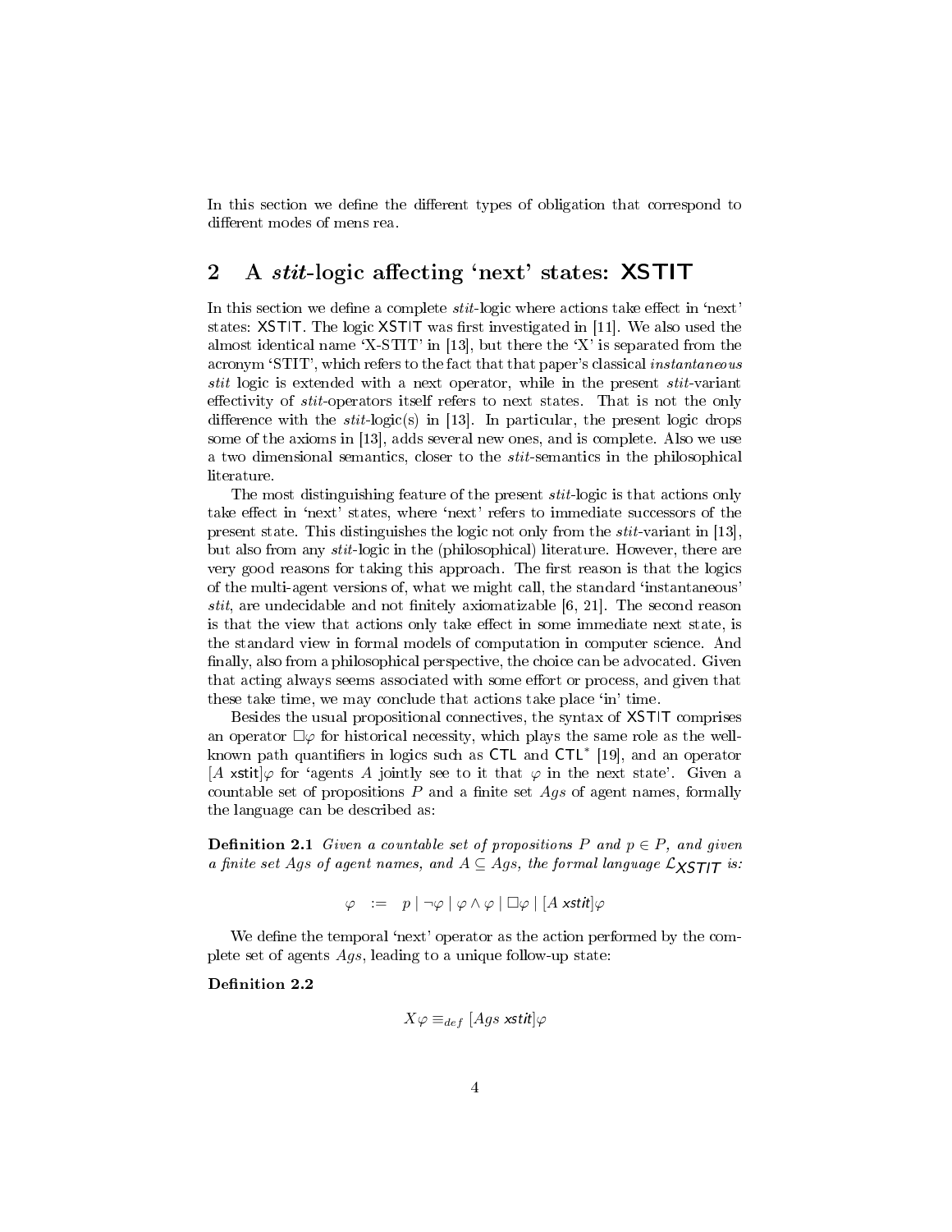In this section we define the different types of obligation that correspond to different modes of mens rea.

## 2 A *stit*-logic affecting 'next' states: XSTIT

In this section we define a complete *stit*-logic where actions take effect in 'next' states: XSTIT. The logic XSTIT was first investigated in [11]. We also used the almost identical name 'X-STIT' in [13], but there the 'X' is separated from the acronym 'STIT', which refers to the fact that that paper's classical *instantaneous stit* logic is extended with a next operator, while in the present *stit*-variant effectivity of *stit*-operators itself refers to next states. That is not the only difference with the *stit*-logic(s) in [13]. In particular, the present logic drops some of the axioms in [13], adds several new ones, and is complete. Also we use a two dimensional semantics, closer to the *stit*-semantics in the philosophical literature.

The most distinguishing feature of the present *stit*-logic is that actions only take effect in 'next' states, where 'next' refers to immediate successors of the present state. This distinguishes the logic not only from the *stit*-variant in [13], but also from any *stit*-logic in the (philosophical) literature. However, there are very good reasons for taking this approach. The first reason is that the logics of the multi-agent versions of, what we might call, the standard 'instantaneous' *stit*, are undecidable and not finitely axiomatizable [6, 21]. The second reason is that the view that actions only take effect in some immediate next state, is the standard view in formal models of computation in computer science. And finally, also from a philosophical perspective, the choice can be advocated. Given that acting always seems associated with some effort or process, and given that these take time, we may conclude that actions take place 'in' time.

Besides the usual propositional connectives, the syntax of XSTIT comprises an operator $\Box\varphi$ for historical necessity, which plays the same role as the well-known path quantifiers in logics such as CTL and CTL* [19], and an operator $[A \text{ xstit}]\varphi$ for 'agents $A$ jointly see to it that $\varphi$ in the next state'. Given a countable set of propositions $P$ and a finite set $Ags$ of agent names, formally the language can be described as:

**Definition 2.1** *Given a countable set of propositions $P$ and $p \in P$, and given a finite set $Ags$ of agent names, and $A \subseteq Ags$, the formal language $\mathcal{L}_{XSTIT}$ is:*

$$\varphi \quad := \quad p \mid \neg\varphi \mid \varphi \wedge \varphi \mid \Box\varphi \mid [A \text{ xstit}]\varphi$$

We define the temporal 'next' operator as the action performed by the complete set of agents $Ags$, leading to a unique follow-up state:

**Definition 2.2**

$$X\varphi \equiv_{def} [Ags \text{ xstit}]\varphi$$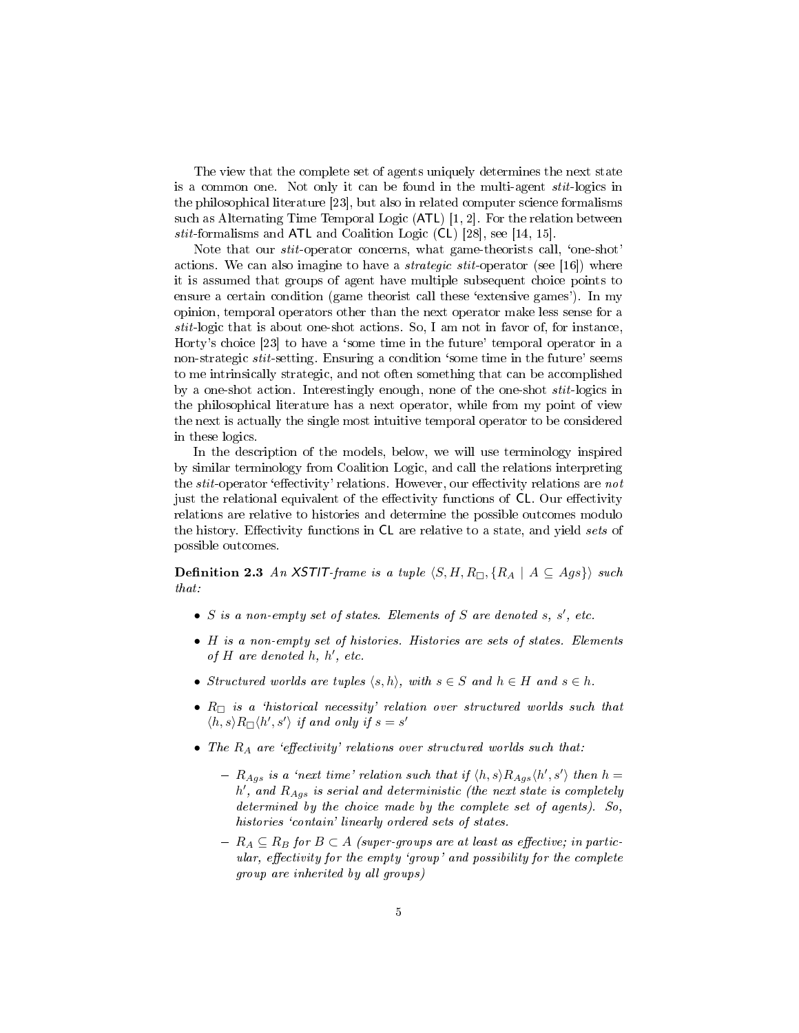The view that the complete set of agents uniquely determines the next state is a common one. Not only it can be found in the multi-agent *stit*-logics in the philosophical literature [23], but also in related computer science formalisms such as Alternating Time Temporal Logic (ATL) [1, 2]. For the relation between *stit*-formalisms and ATL and Coalition Logic (CL) [28], see [14, 15].

Note that our *stit*-operator concerns, what game-theorists call, 'one-shot' actions. We can also imagine to have a *strategic stit*-operator (see [16]) where it is assumed that groups of agent have multiple subsequent choice points to ensure a certain condition (game theorist call these 'extensive games'). In my opinion, temporal operators other than the next operator make less sense for a *stit*-logic that is about one-shot actions. So, I am not in favor of, for instance, Horty's choice [23] to have a 'some time in the future' temporal operator in a non-strategic *stit*-setting. Ensuring a condition 'some time in the future' seems to me intrinsically strategic, and not often something that can be accomplished by a one-shot action. Interestingly enough, none of the one-shot *stit*-logics in the philosophical literature has a next operator, while from my point of view the next is actually the single most intuitive temporal operator to be considered in these logics.

In the description of the models, below, we will use terminology inspired by similar terminology from Coalition Logic, and call the relations interpreting the *stit*-operator 'effectivity' relations. However, our effectivity relations are *not* just the relational equivalent of the effectivity functions of CL. Our effectivity relations are relative to histories and determine the possible outcomes modulo the history. Effectivity functions in CL are relative to a state, and yield *sets* of possible outcomes.

**Definition 2.3** *An XSTIT-frame is a tuple $\langle S, H, R_{\Box}, \{R_A \mid A \subseteq Ags\}\rangle$ such that:*

- *$S$ is a non-empty set of states. Elements of $S$ are denoted $s$, $s'$, etc.*
- *$H$ is a non-empty set of histories. Histories are sets of states. Elements of $H$ are denoted $h$, $h'$, etc.*
- *Structured worlds are tuples $\langle s, h\rangle$, with $s \in S$ and $h \in H$ and $s \in h$.*
- *$R_{\Box}$ is a 'historical necessity' relation over structured worlds such that $\langle h, s\rangle R_{\Box} \langle h', s'\rangle$ if and only if $s = s'$*
- *The $R_A$ are 'effectivity' relations over structured worlds such that:*
  - *$R_{Ags}$ is a 'next time' relation such that if $\langle h, s\rangle R_{Ags} \langle h', s'\rangle$ then $h = h'$, and $R_{Ags}$ is serial and deterministic (the next state is completely determined by the choice made by the complete set of agents). So, histories 'contain' linearly ordered sets of states.*
  - *$R_A \subseteq R_B$ for $B \subset A$ (super-groups are at least as effective; in particular, effectivity for the empty 'group' and possibility for the complete group are inherited by all groups)*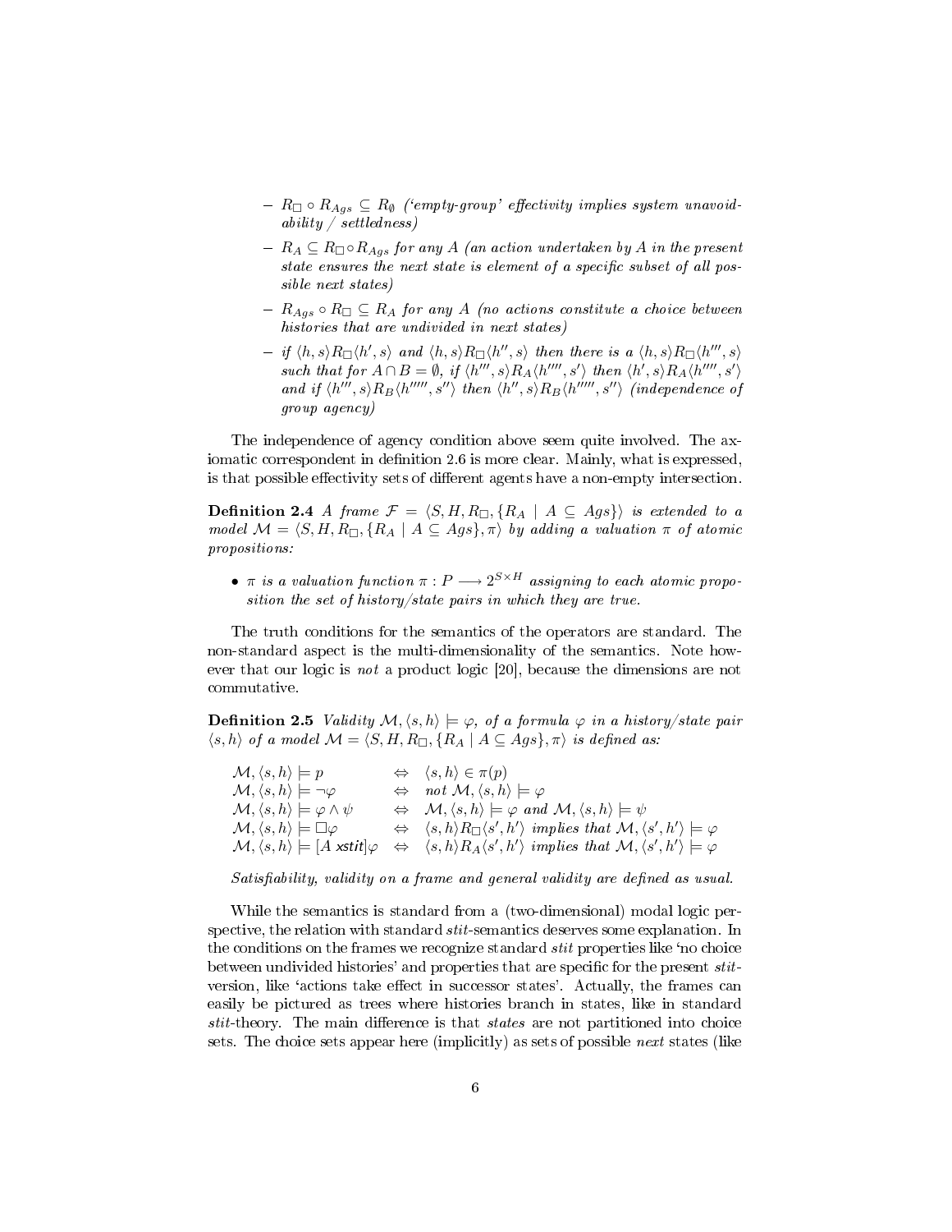- $R_\Box \circ R_{Ags} \subseteq R_\emptyset$ (*'empty-group' effectivity implies system unavoidability / settledness*)
- $R_A \subseteq R_\Box \circ R_{Ags}$ *for any* $A$ (*an action undertaken by* $A$ *in the present state ensures the next state is element of a specific subset of all possible next states*)
- $R_{Ags} \circ R_\Box \subseteq R_A$ *for any* $A$ (*no actions constitute a choice between histories that are undivided in next states*)
- *if* $\langle h, s\rangle R_\Box \langle h', s\rangle$ *and* $\langle h, s\rangle R_\Box \langle h'', s\rangle$ *then there is a* $\langle h, s\rangle R_\Box \langle h''', s\rangle$ *such that for* $A \cap B = \emptyset$, *if* $\langle h''', s\rangle R_A \langle h'''', s'\rangle$ *then* $\langle h', s\rangle R_A \langle h'''', s'\rangle$ *and if* $\langle h''', s\rangle R_B \langle h''''', s''\rangle$ *then* $\langle h'', s\rangle R_B \langle h''''', s''\rangle$ (*independence of group agency*)

The independence of agency condition above seem quite involved. The axiomatic correspondent in definition 2.6 is more clear. Mainly, what is expressed, is that possible effectivity sets of different agents have a non-empty intersection.

**Definition 2.4** *A frame* $\mathcal{F} = \langle S, H, R_\Box, \{R_A \mid A \subseteq Ags\}\rangle$ *is extended to a model* $\mathcal{M} = \langle S, H, R_\Box, \{R_A \mid A \subseteq Ags\}, \pi\rangle$ *by adding a valuation* $\pi$ *of atomic propositions:*

- $\pi$ *is a valuation function* $\pi : P \longrightarrow 2^{S \times H}$ *assigning to each atomic proposition the set of history/state pairs in which they are true.*

The truth conditions for the semantics of the operators are standard. The non-standard aspect is the multi-dimensionality of the semantics. Note however that our logic is *not* a product logic [20], because the dimensions are not commutative.

**Definition 2.5** *Validity* $\mathcal{M}, \langle s, h\rangle \models \varphi$, *of a formula* $\varphi$ *in a history/state pair* $\langle s, h\rangle$ *of a model* $\mathcal{M} = \langle S, H, R_\Box, \{R_A \mid A \subseteq Ags\}, \pi\rangle$ *is defined as:*

$$
\begin{array}{lcl}
\mathcal{M}, \langle s, h\rangle \models p & \Leftrightarrow & \langle s, h\rangle \in \pi(p) \\
\mathcal{M}, \langle s, h\rangle \models \neg\varphi & \Leftrightarrow & \text{not } \mathcal{M}, \langle s, h\rangle \models \varphi \\
\mathcal{M}, \langle s, h\rangle \models \varphi \wedge \psi & \Leftrightarrow & \mathcal{M}, \langle s, h\rangle \models \varphi \text{ and } \mathcal{M}, \langle s, h\rangle \models \psi \\
\mathcal{M}, \langle s, h\rangle \models \Box\varphi & \Leftrightarrow & \langle s, h\rangle R_\Box \langle s', h'\rangle \text{ implies that } \mathcal{M}, \langle s', h'\rangle \models \varphi \\
\mathcal{M}, \langle s, h\rangle \models [A\ \mathsf{xstit}]\varphi & \Leftrightarrow & \langle s, h\rangle R_A \langle s', h'\rangle \text{ implies that } \mathcal{M}, \langle s', h'\rangle \models \varphi
\end{array}
$$

*Satisfiability, validity on a frame and general validity are defined as usual.*

While the semantics is standard from a (two-dimensional) modal logic perspective, the relation with standard *stit*-semantics deserves some explanation. In the conditions on the frames we recognize standard *stit* properties like 'no choice between undivided histories' and properties that are specific for the present *stit*-version, like 'actions take effect in successor states'. Actually, the frames can easily be pictured as trees where histories branch in states, like in standard *stit*-theory. The main difference is that *states* are not partitioned into choice sets. The choice sets appear here (implicitly) as sets of possible *next* states (like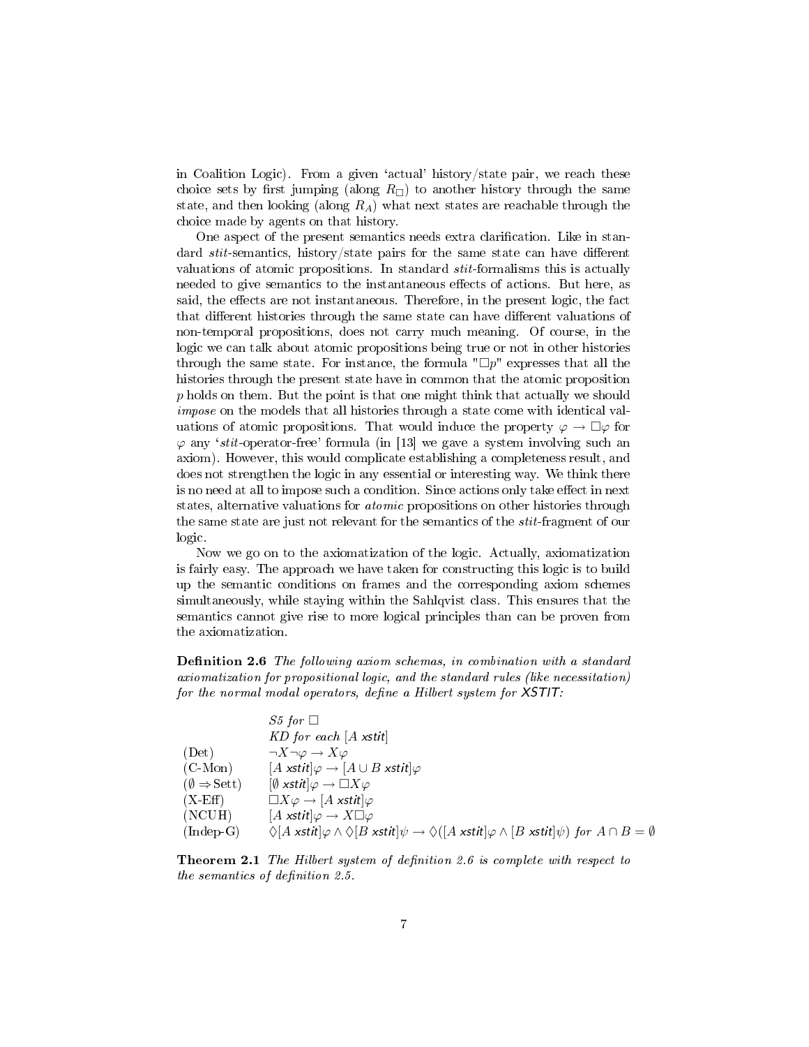in Coalition Logic). From a given 'actual' history/state pair, we reach these choice sets by first jumping (along $R_\Box$) to another history through the same state, and then looking (along $R_A$) what next states are reachable through the choice made by agents on that history.

One aspect of the present semantics needs extra clarification. Like in standard *stit*-semantics, history/state pairs for the same state can have different valuations of atomic propositions. In standard *stit*-formalisms this is actually needed to give semantics to the instantaneous effects of actions. But here, as said, the effects are not instantaneous. Therefore, in the present logic, the fact that different histories through the same state can have different valuations of non-temporal propositions, does not carry much meaning. Of course, in the logic we can talk about atomic propositions being true or not in other histories through the same state. For instance, the formula "$\Box p$" expresses that all the histories through the present state have in common that the atomic proposition $p$ holds on them. But the point is that one might think that actually we should *impose* on the models that all histories through a state come with identical valuations of atomic propositions. That would induce the property $\varphi \rightarrow \Box\varphi$ for $\varphi$ any '*stit*-operator-free' formula (in [13] we gave a system involving such an axiom). However, this would complicate establishing a completeness result, and does not strengthen the logic in any essential or interesting way. We think there is no need at all to impose such a condition. Since actions only take effect in next states, alternative valuations for *atomic* propositions on other histories through the same state are just not relevant for the semantics of the *stit*-fragment of our logic.

Now we go on to the axiomatization of the logic. Actually, axiomatization is fairly easy. The approach we have taken for constructing this logic is to build up the semantic conditions on frames and the corresponding axiom schemes simultaneously, while staying within the Sahlqvist class. This ensures that the semantics cannot give rise to more logical principles than can be proven from the axiomatization.

**Definition 2.6** *The following axiom schemas, in combination with a standard axiomatization for propositional logic, and the standard rules (like necessitation) for the normal modal operators, define a Hilbert system for* XSTIT*:*

| | |
|---|---|
| | *S5 for* $\Box$ |
| | *KD for each* $[A\ \mathsf{xstit}]$ |
| (Det) | $\neg X \neg\varphi \rightarrow X\varphi$ |
| (C-Mon) | $[A\ \mathsf{xstit}]\varphi \rightarrow [A \cup B\ \mathsf{xstit}]\varphi$ |
| ($\emptyset \Rightarrow$ Sett) | $[\emptyset\ \mathsf{xstit}]\varphi \rightarrow \Box X\varphi$ |
| (X-Eff) | $\Box X\varphi \rightarrow [A\ \mathsf{xstit}]\varphi$ |
| (NCUH) | $[A\ \mathsf{xstit}]\varphi \rightarrow X\Box\varphi$ |
| (Indep-G) | $\Diamond[A\ \mathsf{xstit}]\varphi \wedge \Diamond[B\ \mathsf{xstit}]\psi \rightarrow \Diamond([A\ \mathsf{xstit}]\varphi \wedge [B\ \mathsf{xstit}]\psi)$ *for* $A \cap B = \emptyset$ |

**Theorem 2.1** *The Hilbert system of definition 2.6 is complete with respect to the semantics of definition 2.5.*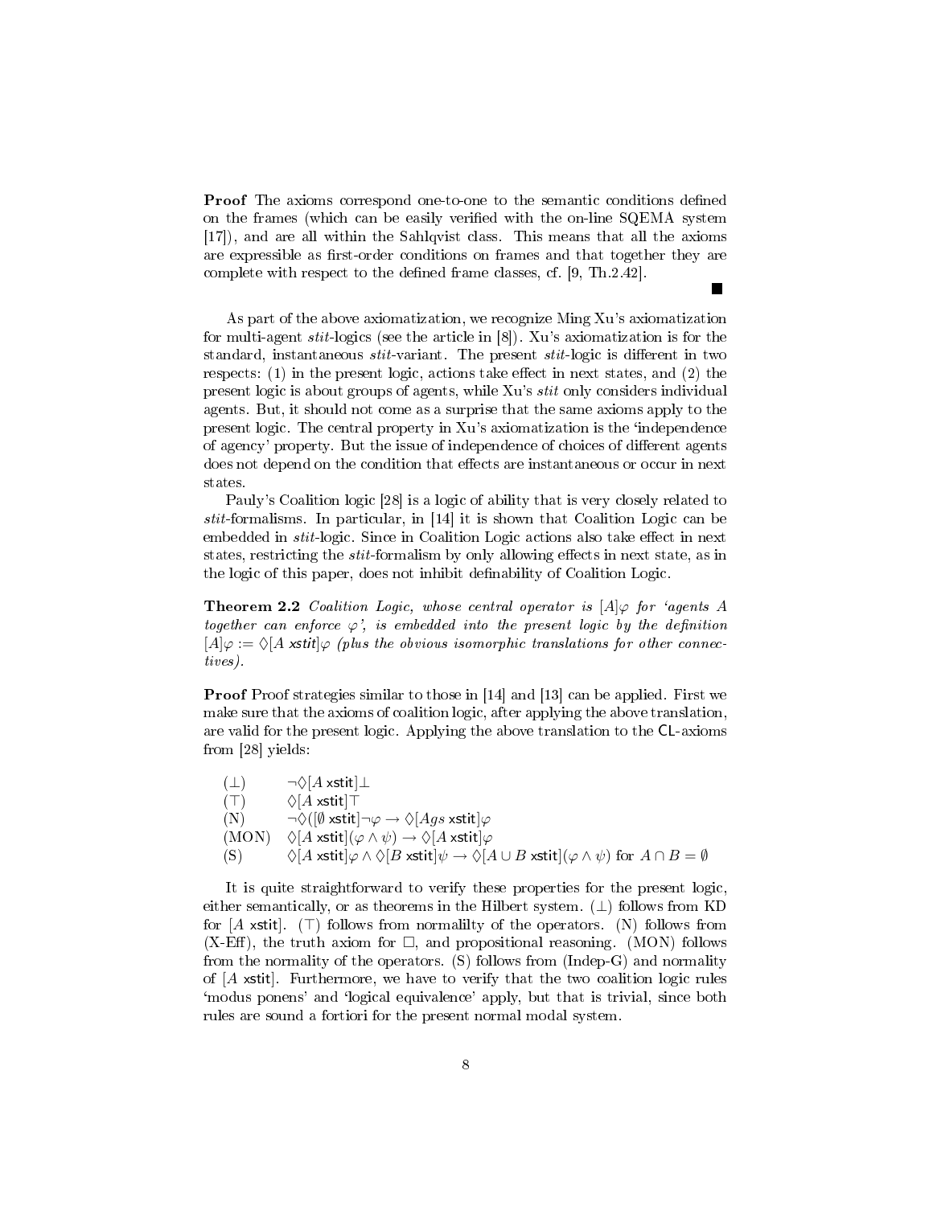**Proof** The axioms correspond one-to-one to the semantic conditions defined on the frames (which can be easily verified with the on-line SQEMA system [17]), and are all within the Sahlqvist class. This means that all the axioms are expressible as first-order conditions on frames and that together they are complete with respect to the defined frame classes, cf. [9, Th.2.42].

■

As part of the above axiomatization, we recognize Ming Xu's axiomatization for multi-agent *stit*-logics (see the article in [8]). Xu's axiomatization is for the standard, instantaneous *stit*-variant. The present *stit*-logic is different in two respects: (1) in the present logic, actions take effect in next states, and (2) the present logic is about groups of agents, while Xu's *stit* only considers individual agents. But, it should not come as a surprise that the same axioms apply to the present logic. The central property in Xu's axiomatization is the 'independence of agency' property. But the issue of independence of choices of different agents does not depend on the condition that effects are instantaneous or occur in next states.

Pauly's Coalition logic [28] is a logic of ability that is very closely related to *stit*-formalisms. In particular, in [14] it is shown that Coalition Logic can be embedded in *stit*-logic. Since in Coalition Logic actions also take effect in next states, restricting the *stit*-formalism by only allowing effects in next state, as in the logic of this paper, does not inhibit definability of Coalition Logic.

**Theorem 2.2** *Coalition Logic, whose central operator is $[A]\varphi$ for 'agents $A$ together can enforce $\varphi$', is embedded into the present logic by the definition $[A]\varphi := \Diamond[A\ \mathsf{xstit}]\varphi$ (plus the obvious isomorphic translations for other connectives).*

**Proof** Proof strategies similar to those in [14] and [13] can be applied. First we make sure that the axioms of coalition logic, after applying the above translation, are valid for the present logic. Applying the above translation to the CL-axioms from [28] yields:

| | |
|---|---|
| $(\bot)$ | $\neg\Diamond[A\ \mathsf{xstit}]\bot$ |
| $(\top)$ | $\Diamond[A\ \mathsf{xstit}]\top$ |
| (N) | $\neg\Diamond([\emptyset\ \mathsf{xstit}]\neg\varphi \rightarrow \Diamond[Ags\ \mathsf{xstit}]\varphi$ |
| (MON) | $\Diamond[A\ \mathsf{xstit}](\varphi \wedge \psi) \rightarrow \Diamond[A\ \mathsf{xstit}]\varphi$ |
| (S) | $\Diamond[A\ \mathsf{xstit}]\varphi \wedge \Diamond[B\ \mathsf{xstit}]\psi \rightarrow \Diamond[A \cup B\ \mathsf{xstit}](\varphi \wedge \psi)$ for $A \cap B = \emptyset$ |

It is quite straightforward to verify these properties for the present logic, either semantically, or as theorems in the Hilbert system. $(\bot)$ follows from KD for $[A\ \mathsf{xstit}]$. $(\top)$ follows from normalilty of the operators. (N) follows from (X-Eff), the truth axiom for $\Box$, and propositional reasoning. (MON) follows from the normality of the operators. (S) follows from (Indep-G) and normality of $[A\ \mathsf{xstit}]$. Furthermore, we have to verify that the two coalition logic rules 'modus ponens' and 'logical equivalence' apply, but that is trivial, since both rules are sound a fortiori for the present normal modal system.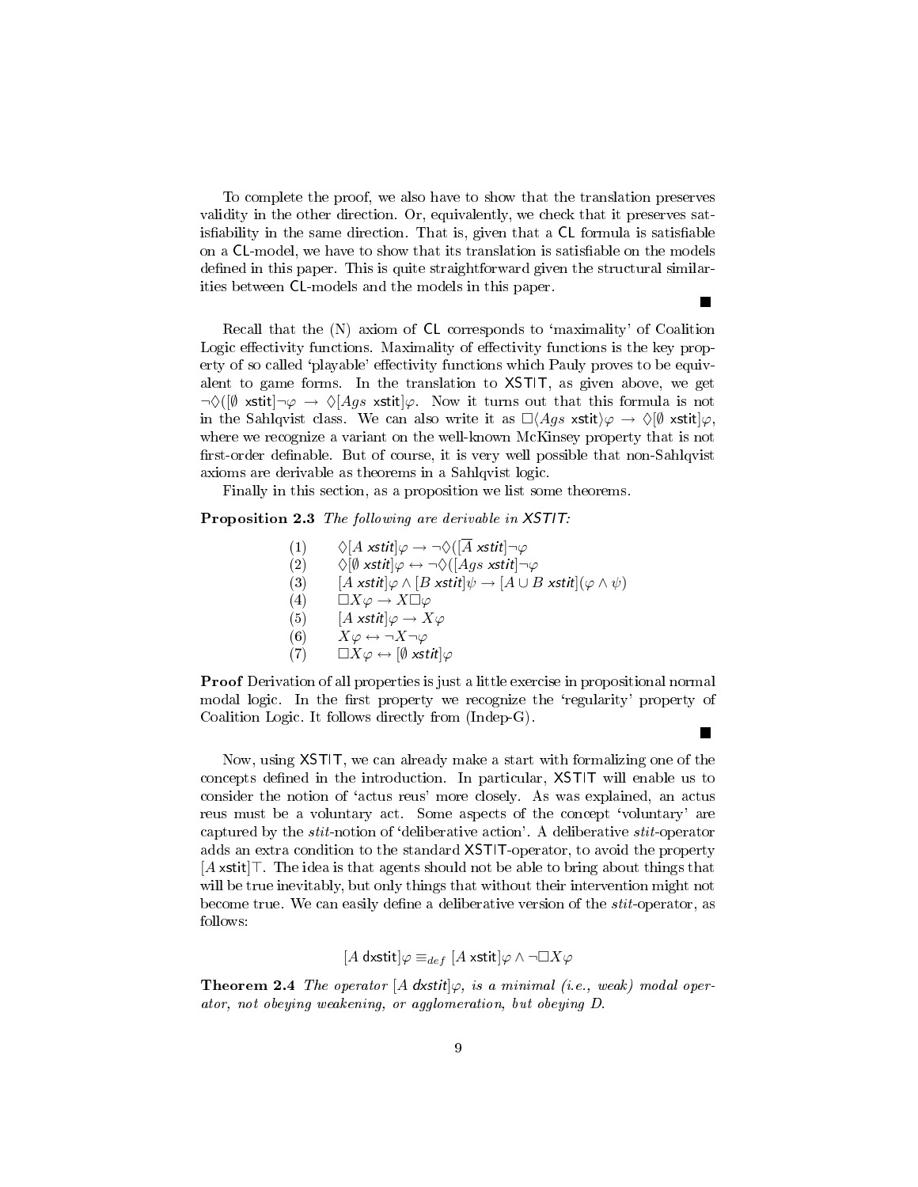To complete the proof, we also have to show that the translation preserves validity in the other direction. Or, equivalently, we check that it preserves satisfiability in the same direction. That is, given that a CL formula is satisfiable on a CL-model, we have to show that its translation is satisfiable on the models defined in this paper. This is quite straightforward given the structural similarities between CL-models and the models in this paper.

■

Recall that the (N) axiom of CL corresponds to 'maximality' of Coalition Logic effectivity functions. Maximality of effectivity functions is the key property of so called 'playable' effectivity functions which Pauly proves to be equivalent to game forms. In the translation to XSTIT, as given above, we get $\neg\Diamond([\emptyset \text{ xstit}]\neg\varphi \rightarrow \Diamond[Ags \text{ xstit}]\varphi$. Now it turns out that this formula is not in the Sahlqvist class. We can also write it as $\Box\langle Ags \text{ xstit}\rangle\varphi \rightarrow \Diamond[\emptyset \text{ xstit}]\varphi$, where we recognize a variant on the well-known McKinsey property that is not first-order definable. But of course, it is very well possible that non-Sahlqvist axioms are derivable as theorems in a Sahlqvist logic.

Finally in this section, as a proposition we list some theorems.

**Proposition 2.3** *The following are derivable in XSTIT:*

(1) $\Diamond[A \text{ xstit}]\varphi \rightarrow \neg\Diamond([\overline{A} \text{ xstit}]\neg\varphi$

(2) $\Diamond[\emptyset \text{ xstit}]\varphi \leftrightarrow \neg\Diamond([Ags \text{ xstit}]\neg\varphi$

(3) $[A \text{ xstit}]\varphi \wedge [B \text{ xstit}]\psi \rightarrow [A \cup B \text{ xstit}](\varphi \wedge \psi)$

(4) $\Box X\varphi \rightarrow X\Box\varphi$

(5) $[A \text{ xstit}]\varphi \rightarrow X\varphi$

(6) $X\varphi \leftrightarrow \neg X\neg\varphi$

(7) $\Box X\varphi \leftrightarrow [\emptyset \text{ xstit}]\varphi$

**Proof** Derivation of all properties is just a little exercise in propositional normal modal logic. In the first property we recognize the 'regularity' property of Coalition Logic. It follows directly from (Indep-G).

■

Now, using XSTIT, we can already make a start with formalizing one of the concepts defined in the introduction. In particular, XSTIT will enable us to consider the notion of 'actus reus' more closely. As was explained, an actus reus must be a voluntary act. Some aspects of the concept 'voluntary' are captured by the *stit*-notion of 'deliberative action'. A deliberative *stit*-operator adds an extra condition to the standard XSTIT-operator, to avoid the property $[A \text{ xstit}]\top$. The idea is that agents should not be able to bring about things that will be true inevitably, but only things that without their intervention might not become true. We can easily define a deliberative version of the *stit*-operator, as follows:

$$[A \text{ dxstit}]\varphi \equiv_{def} [A \text{ xstit}]\varphi \wedge \neg\Box X\varphi$$

**Theorem 2.4** *The operator $[A \text{ dxstit}]\varphi$, is a minimal (i.e., weak) modal operator, not obeying weakening, or agglomeration, but obeying D.*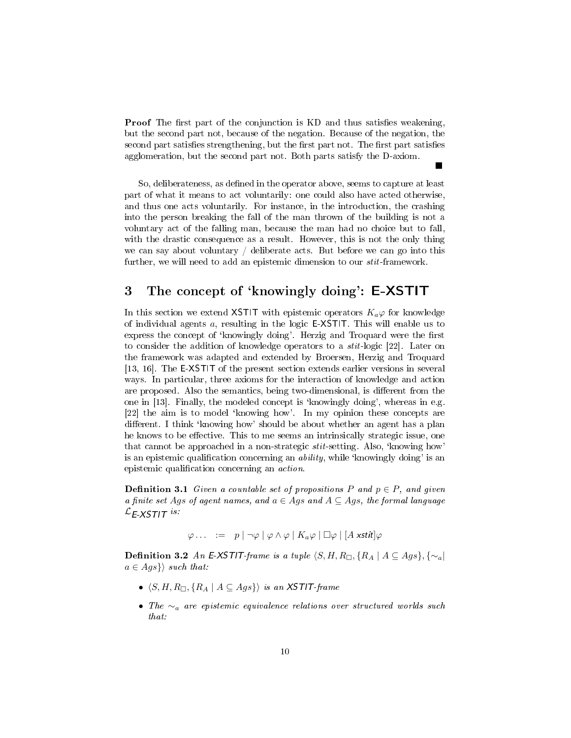**Proof** The first part of the conjunction is KD and thus satisfies weakening, but the second part not, because of the negation. Because of the negation, the second part satisfies strengthening, but the first part not. The first part satisfies agglomeration, but the second part not. Both parts satisfy the D-axiom. ■

So, deliberateness, as defined in the operator above, seems to capture at least part of what it means to act voluntarily: one could also have acted otherwise, and thus one acts voluntarily. For instance, in the introduction, the crashing into the person breaking the fall of the man thrown of the building is not a voluntary act of the falling man, because the man had no choice but to fall, with the drastic consequence as a result. However, this is not the only thing we can say about voluntary / deliberate acts. But before we can go into this further, we will need to add an epistemic dimension to our *stit*-framework.

## 3 The concept of 'knowingly doing': E-XSTIT

In this section we extend XSTIT with epistemic operators $K_a\varphi$ for knowledge of individual agents $a$, resulting in the logic E-XSTIT. This will enable us to express the concept of 'knowingly doing'. Herzig and Troquard were the first to consider the addition of knowledge operators to a *stit*-logic [22]. Later on the framework was adapted and extended by Broersen, Herzig and Troquard [13, 16]. The E-XSTIT of the present section extends earlier versions in several ways. In particular, three axioms for the interaction of knowledge and action are proposed. Also the semantics, being two-dimensional, is different from the one in [13]. Finally, the modeled concept is 'knowingly doing', whereas in e.g. [22] the aim is to model 'knowing how'. In my opinion these concepts are different. I think 'knowing how' should be about whether an agent has a plan he knows to be effective. This to me seems an intrinsically strategic issue, one that cannot be approached in a non-strategic *stit*-setting. Also, 'knowing how' is an epistemic qualification concerning an *ability*, while 'knowingly doing' is an epistemic qualification concerning an *action*.

**Definition 3.1** *Given a countable set of propositions $P$ and $p \in P$, and given a finite set $Ags$ of agent names, and $a \in Ags$ and $A \subseteq Ags$, the formal language $\mathcal{L}_{\textsf{E-XSTIT}}$ is:*

$$\varphi \ldots \ := \ p \mid \neg\varphi \mid \varphi \wedge \varphi \mid K_a\varphi \mid \Box\varphi \mid [A\ \textsf{xstit}]\varphi$$

**Definition 3.2** *An E-XSTIT-frame is a tuple $\langle S, H, R_\Box, \{R_A \mid A \subseteq Ags\}, \{\sim_a \mid a \in Ags\}\rangle$ such that:*

- *$\langle S, H, R_\Box, \{R_A \mid A \subseteq Ags\}\rangle$ is an XSTIT-frame*
- *The $\sim_a$ are epistemic equivalence relations over structured worlds such that:*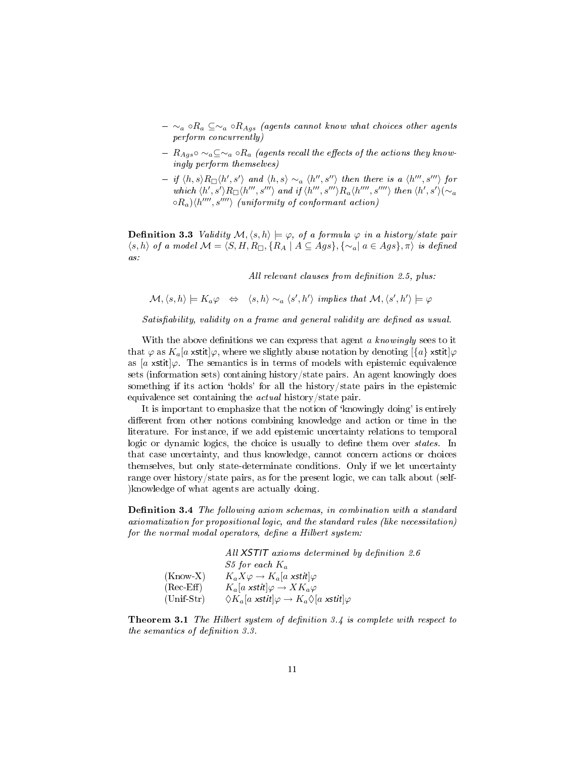- $\sim_a \circ R_a \subseteq \sim_a \circ R_{Ags}$ *(agents cannot know what choices other agents perform concurrently)*
- $R_{Ags} \circ \sim_a \subseteq \sim_a \circ R_a$ *(agents recall the effects of the actions they knowingly perform themselves)*
- *if* $\langle h, s\rangle R_\Box \langle h', s'\rangle$ *and* $\langle h, s\rangle \sim_a \langle h'', s''\rangle$ *then there is a* $\langle h''', s'''\rangle$ *for which* $\langle h', s'\rangle R_\Box \langle h''', s'''\rangle$ *and if* $\langle h''', s'''\rangle R_a \langle h'''', s''''\rangle$ *then* $\langle h', s'\rangle (\sim_a \circ R_a) \langle h'''', s''''\rangle$ *(uniformity of conformant action)*

**Definition 3.3** *Validity* $\mathcal{M}, \langle s, h\rangle \models \varphi$*, of a formula* $\varphi$ *in a history/state pair* $\langle s, h\rangle$ *of a model* $\mathcal{M} = \langle S, H, R_\Box, \{R_A \mid A \subseteq Ags\}, \{\sim_a \mid a \in Ags\}, \pi\rangle$ *is defined as:*

*All relevant clauses from definition 2.5, plus:*

$$\mathcal{M}, \langle s, h\rangle \models K_a\varphi \quad \Leftrightarrow \quad \langle s, h\rangle \sim_a \langle s', h'\rangle \text{ implies that } \mathcal{M}, \langle s', h'\rangle \models \varphi$$

*Satisfiability, validity on a frame and general validity are defined as usual.*

With the above definitions we can express that agent *a knowingly* sees to it that $\varphi$ as $K_a[a\ \mathsf{xstit}]\varphi$, where we slightly abuse notation by denoting $[\{a\}\ \mathsf{xstit}]\varphi$ as $[a\ \mathsf{xstit}]\varphi$. The semantics is in terms of models with epistemic equivalence sets (information sets) containing history/state pairs. An agent knowingly does something if its action 'holds' for all the history/state pairs in the epistemic equivalence set containing the *actual* history/state pair.

It is important to emphasize that the notion of 'knowingly doing' is entirely different from other notions combining knowledge and action or time in the literature. For instance, if we add epistemic uncertainty relations to temporal logic or dynamic logics, the choice is usually to define them over *states*. In that case uncertainty, and thus knowledge, cannot concern actions or choices themselves, but only state-determinate conditions. Only if we let uncertainty range over history/state pairs, as for the present logic, we can talk about (self-)knowledge of what agents are actually doing.

**Definition 3.4** *The following axiom schemas, in combination with a standard axiomatization for propositional logic, and the standard rules (like necessitation) for the normal modal operators, define a Hilbert system:*

| | |
|---|---|
| | *All* $\mathsf{XSTIT}$ *axioms determined by definition 2.6* |
| | *S5 for each* $K_a$ |
| (Know-X) | $K_a X\varphi \rightarrow K_a[a\ \mathsf{xstit}]\varphi$ |
| (Rec-Eff) | $K_a[a\ \mathsf{xstit}]\varphi \rightarrow XK_a\varphi$ |
| (Unif-Str) | $\Diamond K_a[a\ \mathsf{xstit}]\varphi \rightarrow K_a\Diamond[a\ \mathsf{xstit}]\varphi$ |

**Theorem 3.1** *The Hilbert system of definition 3.4 is complete with respect to the semantics of definition 3.3.*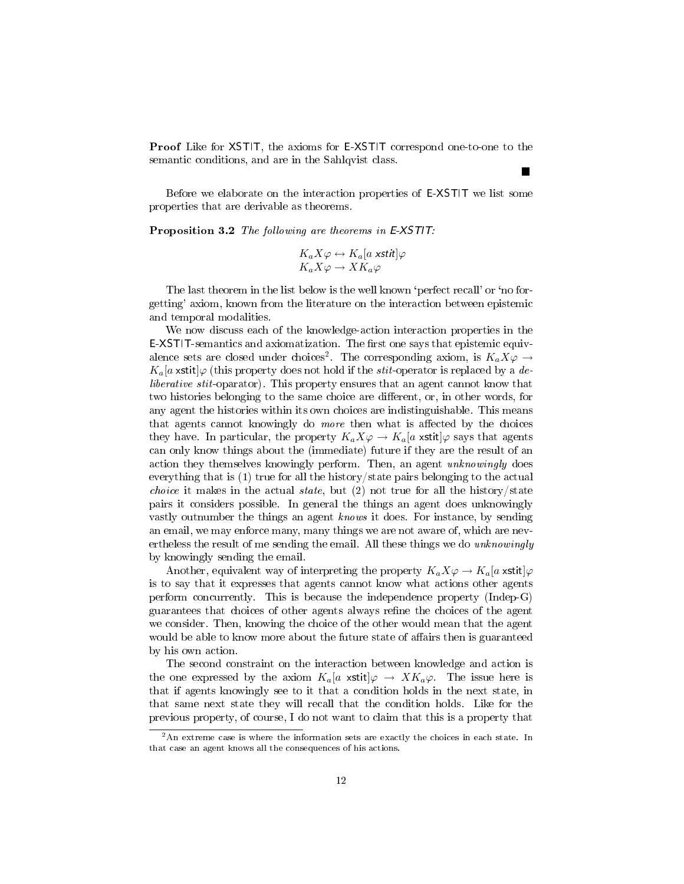**Proof** Like for XSTIT, the axioms for E-XSTIT correspond one-to-one to the semantic conditions, and are in the Sahlqvist class. ■

Before we elaborate on the interaction properties of E-XSTIT we list some properties that are derivable as theorems.

**Proposition 3.2** *The following are theorems in E-XSTIT:*

$$K_a X\varphi \leftrightarrow K_a[a \text{ xstit}]\varphi$$
$$K_a X\varphi \rightarrow X K_a\varphi$$

The last theorem in the list below is the well known 'perfect recall' or 'no forgetting' axiom, known from the literature on the interaction between epistemic and temporal modalities.

We now discuss each of the knowledge-action interaction properties in the E-XSTIT-semantics and axiomatization. The first one says that epistemic equivalence sets are closed under choices[2]. The corresponding axiom, is $K_a X\varphi \rightarrow K_a[a \text{ xstit}]\varphi$ (this property does not hold if the *stit*-operator is replaced by a *deliberative stit*-operator). This property ensures that an agent cannot know that two histories belonging to the same choice are different, or, in other words, for any agent the histories within its own choices are indistinguishable. This means that agents cannot knowingly do *more* then what is affected by the choices they have. In particular, the property $K_a X\varphi \rightarrow K_a[a \text{ xstit}]\varphi$ says that agents can only know things about the (immediate) future if they are the result of an action they themselves knowingly perform. Then, an agent *unknowingly* does everything that is (1) true for all the history/state pairs belonging to the actual *choice* it makes in the actual *state*, but (2) not true for all the history/state pairs it considers possible. In general the things an agent does unknowingly vastly outnumber the things an agent *knows* it does. For instance, by sending an email, we may enforce many, many things we are not aware of, which are nevertheless the result of me sending the email. All these things we do *unknowingly* by knowingly sending the email.

Another, equivalent way of interpreting the property $K_a X\varphi \rightarrow K_a[a \text{ xstit}]\varphi$ is to say that it expresses that agents cannot know what actions other agents perform concurrently. This is because the independence property (Indep-G) guarantees that choices of other agents always refine the choices of the agent we consider. Then, knowing the choice of the other would mean that the agent would be able to know more about the future state of affairs then is guaranteed by his own action.

The second constraint on the interaction between knowledge and action is the one expressed by the axiom $K_a[a \text{ xstit}]\varphi \rightarrow X K_a\varphi$. The issue here is that if agents knowingly see to it that a condition holds in the next state, in that same next state they will recall that the condition holds. Like for the previous property, of course, I do not want to claim that this is a property that

---

[2] An extreme case is where the information sets are exactly the choices in each state. In that case an agent knows all the consequences of his actions.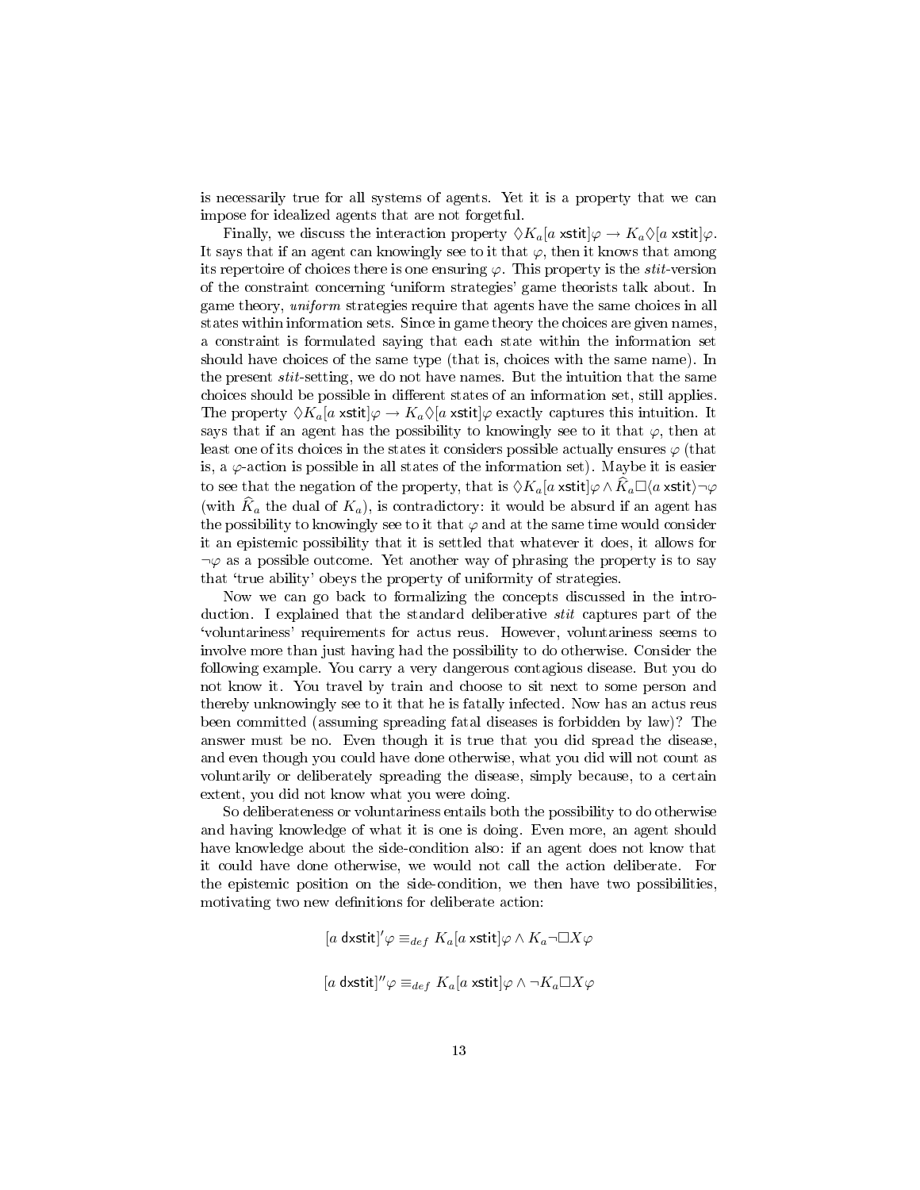is necessarily true for all systems of agents. Yet it is a property that we can impose for idealized agents that are not forgetful.

Finally, we discuss the interaction property $\Diamond K_a[a\ \mathsf{xstit}]\varphi \rightarrow K_a\Diamond[a\ \mathsf{xstit}]\varphi$. It says that if an agent can knowingly see to it that $\varphi$, then it knows that among its repertoire of choices there is one ensuring $\varphi$. This property is the *stit*-version of the constraint concerning 'uniform strategies' game theorists talk about. In game theory, *uniform* strategies require that agents have the same choices in all states within information sets. Since in game theory the choices are given names, a constraint is formulated saying that each state within the information set should have choices of the same type (that is, choices with the same name). In the present *stit*-setting, we do not have names. But the intuition that the same choices should be possible in different states of an information set, still applies. The property $\Diamond K_a[a\ \mathsf{xstit}]\varphi \rightarrow K_a\Diamond[a\ \mathsf{xstit}]\varphi$ exactly captures this intuition. It says that if an agent has the possibility to knowingly see to it that $\varphi$, then at least one of its choices in the states it considers possible actually ensures $\varphi$ (that is, a $\varphi$-action is possible in all states of the information set). Maybe it is easier to see that the negation of the property, that is $\Diamond K_a[a\ \mathsf{xstit}]\varphi \wedge \widehat{K}_a\Box\langle a\ \mathsf{xstit}\rangle\neg\varphi$ (with $\widehat{K}_a$ the dual of $K_a$), is contradictory: it would be absurd if an agent has the possibility to knowingly see to it that $\varphi$ and at the same time would consider it an epistemic possibility that it is settled that whatever it does, it allows for $\neg\varphi$ as a possible outcome. Yet another way of phrasing the property is to say that 'true ability' obeys the property of uniformity of strategies.

Now we can go back to formalizing the concepts discussed in the introduction. I explained that the standard deliberative *stit* captures part of the 'voluntariness' requirements for actus reus. However, voluntariness seems to involve more than just having had the possibility to do otherwise. Consider the following example. You carry a very dangerous contagious disease. But you do not know it. You travel by train and choose to sit next to some person and thereby unknowingly see to it that he is fatally infected. Now has an actus reus been committed (assuming spreading fatal diseases is forbidden by law)? The answer must be no. Even though it is true that you did spread the disease, and even though you could have done otherwise, what you did will not count as voluntarily or deliberately spreading the disease, simply because, to a certain extent, you did not know what you were doing.

So deliberateness or voluntariness entails both the possibility to do otherwise and having knowledge of what it is one is doing. Even more, an agent should have knowledge about the side-condition also: if an agent does not know that it could have done otherwise, we would not call the action deliberate. For the epistemic position on the side-condition, we then have two possibilities, motivating two new definitions for deliberate action:

$$[a\ \mathsf{dxstit}]'\varphi \equiv_{def} K_a[a\ \mathsf{xstit}]\varphi \wedge K_a\neg\Box X\varphi$$

$$[a\ \mathsf{dxstit}]''\varphi \equiv_{def} K_a[a\ \mathsf{xstit}]\varphi \wedge \neg K_a\Box X\varphi$$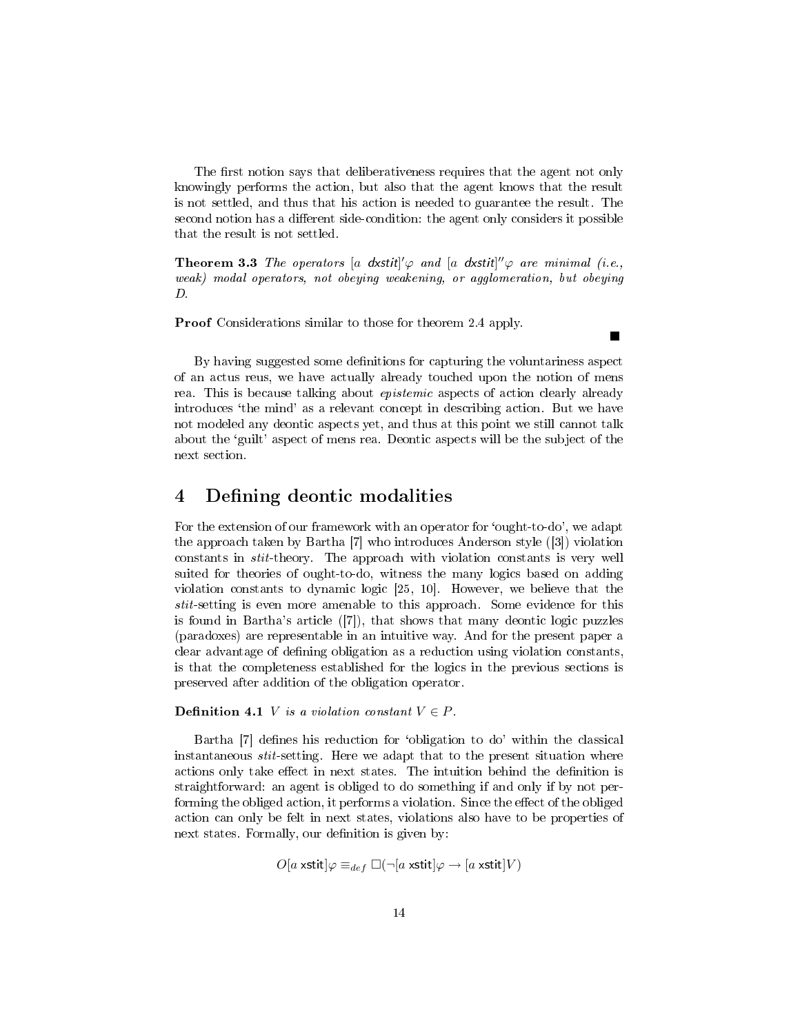The first notion says that deliberativeness requires that the agent not only knowingly performs the action, but also that the agent knows that the result is not settled, and thus that his action is needed to guarantee the result. The second notion has a different side-condition: the agent only considers it possible that the result is not settled.

**Theorem 3.3** *The operators* $[a\ \mathsf{dxstit}]'\varphi$ *and* $[a\ \mathsf{dxstit}]''\varphi$ *are minimal (i.e., weak) modal operators, not obeying weakening, or agglomeration, but obeying D.*

**Proof** Considerations similar to those for theorem 2.4 apply.

■

By having suggested some definitions for capturing the voluntariness aspect of an actus reus, we have actually already touched upon the notion of mens rea. This is because talking about *epistemic* aspects of action clearly already introduces 'the mind' as a relevant concept in describing action. But we have not modeled any deontic aspects yet, and thus at this point we still cannot talk about the 'guilt' aspect of mens rea. Deontic aspects will be the subject of the next section.

# 4 Defining deontic modalities

For the extension of our framework with an operator for 'ought-to-do', we adapt the approach taken by Bartha [7] who introduces Anderson style ([3]) violation constants in *stit*-theory. The approach with violation constants is very well suited for theories of ought-to-do, witness the many logics based on adding violation constants to dynamic logic [25, 10]. However, we believe that the *stit*-setting is even more amenable to this approach. Some evidence for this is found in Bartha's article ([7]), that shows that many deontic logic puzzles (paradoxes) are representable in an intuitive way. And for the present paper a clear advantage of defining obligation as a reduction using violation constants, is that the completeness established for the logics in the previous sections is preserved after addition of the obligation operator.

**Definition 4.1** *$V$ is a violation constant $V \in P$.*

Bartha [7] defines his reduction for 'obligation to do' within the classical instantaneous *stit*-setting. Here we adapt that to the present situation where actions only take effect in next states. The intuition behind the definition is straightforward: an agent is obliged to do something if and only if by not performing the obliged action, it performs a violation. Since the effect of the obliged action can only be felt in next states, violations also have to be properties of next states. Formally, our definition is given by:

$$O[a\ \mathsf{xstit}]\varphi \equiv_{def} \Box(\neg[a\ \mathsf{xstit}]\varphi \rightarrow [a\ \mathsf{xstit}]V)$$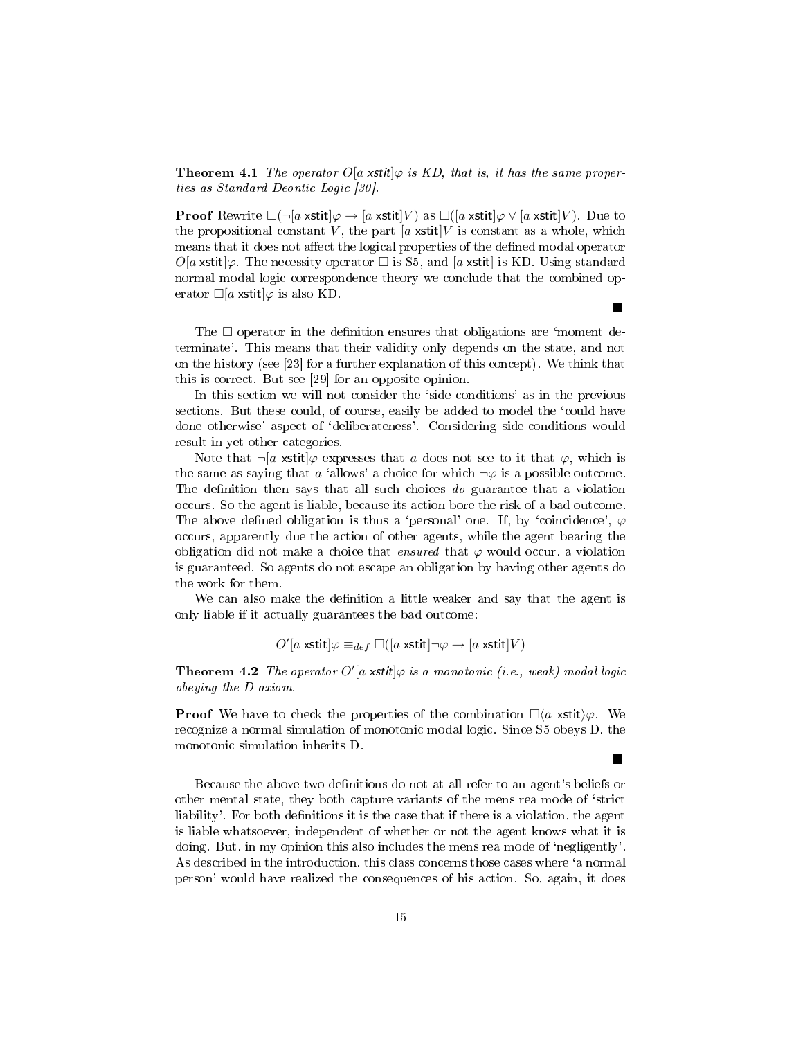**Theorem 4.1** *The operator $O[a\ \mathsf{xstit}]\varphi$ is KD, that is, it has the same properties as Standard Deontic Logic [30].*

**Proof** Rewrite $\Box(\neg[a\ \mathsf{xstit}]\varphi \rightarrow [a\ \mathsf{xstit}]V)$ as $\Box([a\ \mathsf{xstit}]\varphi \vee [a\ \mathsf{xstit}]V)$. Due to the propositional constant $V$, the part $[a\ \mathsf{xstit}]V$ is constant as a whole, which means that it does not affect the logical properties of the defined modal operator $O[a\ \mathsf{xstit}]\varphi$. The necessity operator $\Box$ is S5, and $[a\ \mathsf{xstit}]$ is KD. Using standard normal modal logic correspondence theory we conclude that the combined operator $\Box[a\ \mathsf{xstit}]\varphi$ is also KD. ■

The $\Box$ operator in the definition ensures that obligations are 'moment determinate'. This means that their validity only depends on the state, and not on the history (see [23] for a further explanation of this concept). We think that this is correct. But see [29] for an opposite opinion.

In this section we will not consider the 'side conditions' as in the previous sections. But these could, of course, easily be added to model the 'could have done otherwise' aspect of 'deliberateness'. Considering side-conditions would result in yet other categories.

Note that $\neg[a\ \mathsf{xstit}]\varphi$ expresses that $a$ does not see to it that $\varphi$, which is the same as saying that $a$ 'allows' a choice for which $\neg\varphi$ is a possible outcome. The definition then says that all such choices *do* guarantee that a violation occurs. So the agent is liable, because its action bore the risk of a bad outcome. The above defined obligation is thus a 'personal' one. If, by 'coincidence', $\varphi$ occurs, apparently due the action of other agents, while the agent bearing the obligation did not make a choice that *ensured* that $\varphi$ would occur, a violation is guaranteed. So agents do not escape an obligation by having other agents do the work for them.

We can also make the definition a little weaker and say that the agent is only liable if it actually guarantees the bad outcome:

$$O'[a\ \mathsf{xstit}]\varphi \equiv_{def} \Box([a\ \mathsf{xstit}]\neg\varphi \rightarrow [a\ \mathsf{xstit}]V)$$

**Theorem 4.2** *The operator $O'[a\ \mathsf{xstit}]\varphi$ is a monotonic (i.e., weak) modal logic obeying the D axiom.*

**Proof** We have to check the properties of the combination $\Box\langle a\ \mathsf{xstit}\rangle\varphi$. We recognize a normal simulation of monotonic modal logic. Since S5 obeys D, the monotonic simulation inherits D. ■

Because the above two definitions do not at all refer to an agent's beliefs or other mental state, they both capture variants of the mens rea mode of 'strict liability'. For both definitions it is the case that if there is a violation, the agent is liable whatsoever, independent of whether or not the agent knows what it is doing. But, in my opinion this also includes the mens rea mode of 'negligently'. As described in the introduction, this class concerns those cases where 'a normal person' would have realized the consequences of his action. So, again, it does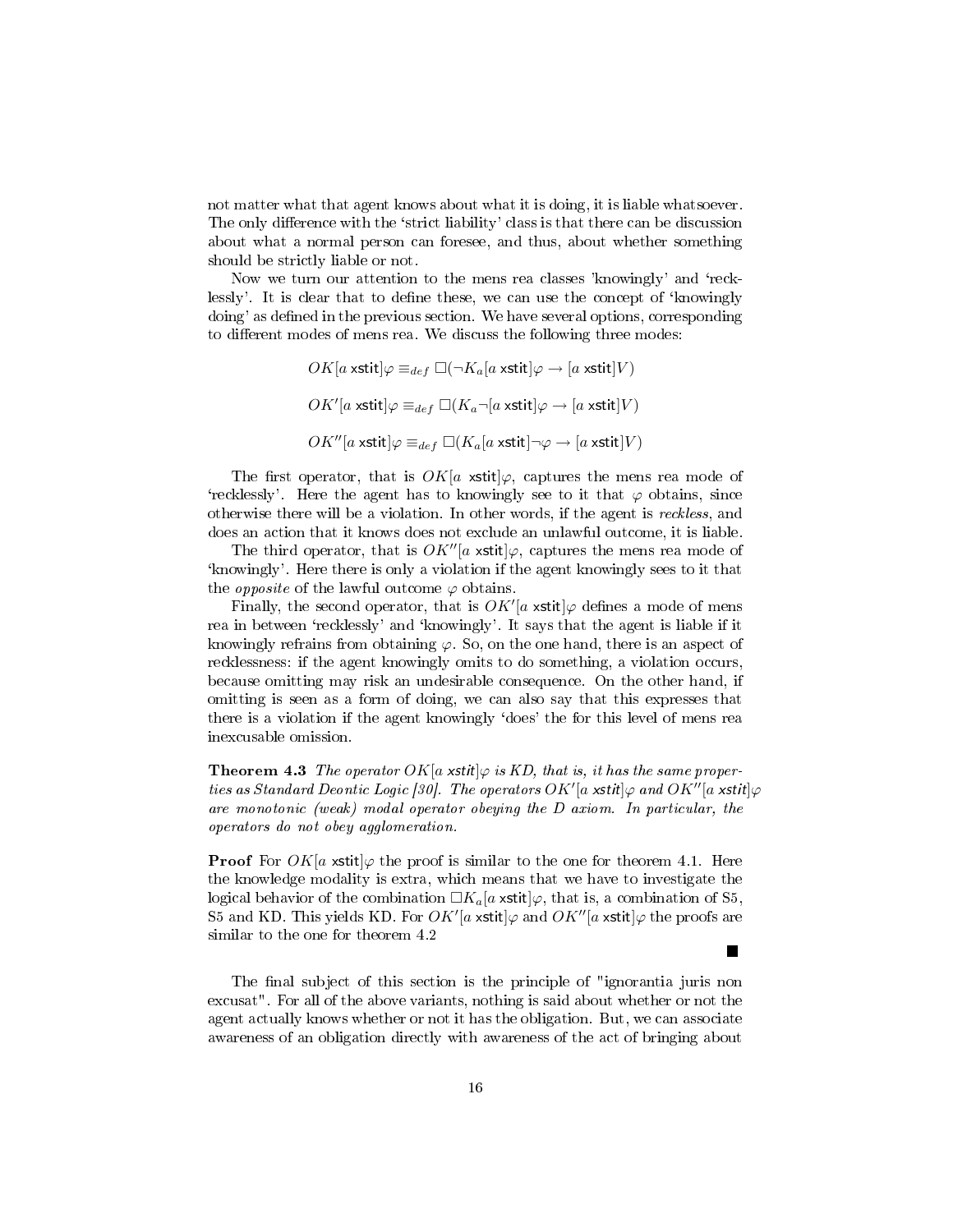not matter what that agent knows about what it is doing, it is liable whatsoever. The only difference with the 'strict liability' class is that there can be discussion about what a normal person can foresee, and thus, about whether something should be strictly liable or not.

Now we turn our attention to the mens rea classes 'knowingly' and 'recklessly'. It is clear that to define these, we can use the concept of 'knowingly doing' as defined in the previous section. We have several options, corresponding to different modes of mens rea. We discuss the following three modes:

$$OK[a\ \mathsf{xstit}]\varphi \equiv_{def} \Box(\neg K_a[a\ \mathsf{xstit}]\varphi \rightarrow [a\ \mathsf{xstit}]V)$$

$$OK'[a\ \mathsf{xstit}]\varphi \equiv_{def} \Box(K_a\neg[a\ \mathsf{xstit}]\varphi \rightarrow [a\ \mathsf{xstit}]V)$$

$$OK''[a\ \mathsf{xstit}]\varphi \equiv_{def} \Box(K_a[a\ \mathsf{xstit}]\neg\varphi \rightarrow [a\ \mathsf{xstit}]V)$$

The first operator, that is $OK[a\ \mathsf{xstit}]\varphi$, captures the mens rea mode of 'recklessly'. Here the agent has to knowingly see to it that $\varphi$ obtains, since otherwise there will be a violation. In other words, if the agent is *reckless*, and does an action that it knows does not exclude an unlawful outcome, it is liable.

The third operator, that is $OK''[a\ \mathsf{xstit}]\varphi$, captures the mens rea mode of 'knowingly'. Here there is only a violation if the agent knowingly sees to it that the *opposite* of the lawful outcome $\varphi$ obtains.

Finally, the second operator, that is $OK'[a\ \mathsf{xstit}]\varphi$ defines a mode of mens rea in between 'recklessly' and 'knowingly'. It says that the agent is liable if it knowingly refrains from obtaining $\varphi$. So, on the one hand, there is an aspect of recklessness: if the agent knowingly omits to do something, a violation occurs, because omitting may risk an undesirable consequence. On the other hand, if omitting is seen as a form of doing, we can also say that this expresses that there is a violation if the agent knowingly 'does' the for this level of mens rea inexcusable omission.

**Theorem 4.3** *The operator $OK[a\ \mathsf{xstit}]\varphi$ is KD, that is, it has the same properties as Standard Deontic Logic [30]. The operators $OK'[a\ \mathsf{xstit}]\varphi$ and $OK''[a\ \mathsf{xstit}]\varphi$ are monotonic (weak) modal operator obeying the D axiom. In particular, the operators do not obey agglomeration.*

**Proof** For $OK[a\ \mathsf{xstit}]\varphi$ the proof is similar to the one for theorem 4.1. Here the knowledge modality is extra, which means that we have to investigate the logical behavior of the combination $\Box K_a[a\ \mathsf{xstit}]\varphi$, that is, a combination of S5, S5 and KD. This yields KD. For $OK'[a\ \mathsf{xstit}]\varphi$ and $OK''[a\ \mathsf{xstit}]\varphi$ the proofs are similar to the one for theorem 4.2 ∎

The final subject of this section is the principle of "ignorantia juris non excusat". For all of the above variants, nothing is said about whether or not the agent actually knows whether or not it has the obligation. But, we can associate awareness of an obligation directly with awareness of the act of bringing about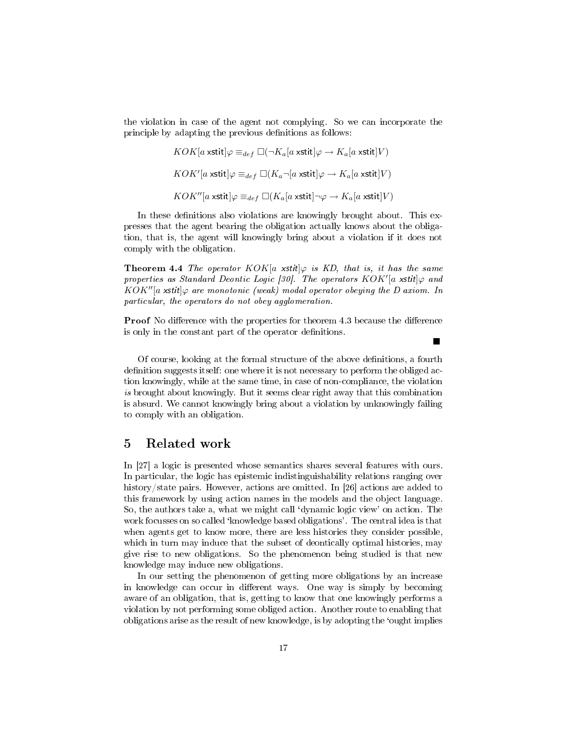the violation in case of the agent not complying. So we can incorporate the principle by adapting the previous definitions as follows:

$$KOK[a \text{ xstit}]\varphi \equiv_{def} \Box(\neg K_a[a \text{ xstit}]\varphi \rightarrow K_a[a \text{ xstit}]V)$$

$$KOK'[a \text{ xstit}]\varphi \equiv_{def} \Box(K_a\neg[a \text{ xstit}]\varphi \rightarrow K_a[a \text{ xstit}]V)$$

$$KOK''[a \text{ xstit}]\varphi \equiv_{def} \Box(K_a[a \text{ xstit}]\neg\varphi \rightarrow K_a[a \text{ xstit}]V)$$

In these definitions also violations are knowingly brought about. This expresses that the agent bearing the obligation actually knows about the obligation, that is, the agent will knowingly bring about a violation if it does not comply with the obligation.

**Theorem 4.4** *The operator $KOK[a \text{ xstit}]\varphi$ is KD, that is, it has the same properties as Standard Deontic Logic [30]. The operators $KOK'[a \text{ xstit}]\varphi$ and $KOK''[a \text{ xstit}]\varphi$ are monotonic (weak) modal operator obeying the D axiom. In particular, the operators do not obey agglomeration.*

**Proof** No difference with the properties for theorem 4.3 because the difference is only in the constant part of the operator definitions.

■

Of course, looking at the formal structure of the above definitions, a fourth definition suggests itself: one where it is not necessary to perform the obliged action knowingly, while at the same time, in case of non-compliance, the violation *is* brought about knowingly. But it seems clear right away that this combination is absurd. We cannot knowingly bring about a violation by unknowingly failing to comply with an obligation.

# 5 Related work

In [27] a logic is presented whose semantics shares several features with ours. In particular, the logic has epistemic indistinguishability relations ranging over history/state pairs. However, actions are omitted. In [26] actions are added to this framework by using action names in the models and the object language. So, the authors take a, what we might call 'dynamic logic view' on action. The work focusses on so called 'knowledge based obligations'. The central idea is that when agents get to know more, there are less histories they consider possible, which in turn may induce that the subset of deontically optimal histories, may give rise to new obligations. So the phenomenon being studied is that new knowledge may induce new obligations.

In our setting the phenomenon of getting more obligations by an increase in knowledge can occur in different ways. One way is simply by becoming aware of an obligation, that is, getting to know that one knowingly performs a violation by not performing some obliged action. Another route to enabling that obligations arise as the result of new knowledge, is by adopting the 'ought implies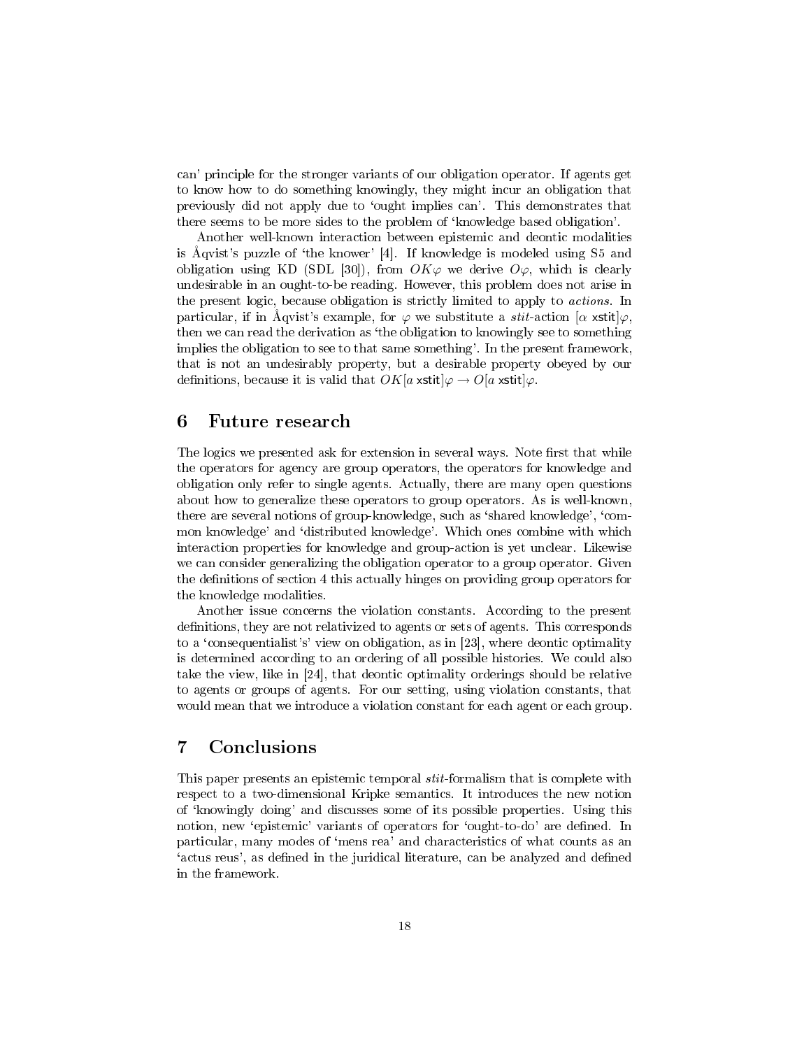can' principle for the stronger variants of our obligation operator. If agents get to know how to do something knowingly, they might incur an obligation that previously did not apply due to 'ought implies can'. This demonstrates that there seems to be more sides to the problem of 'knowledge based obligation'.

Another well-known interaction between epistemic and deontic modalities is Åqvist's puzzle of 'the knower' [4]. If knowledge is modeled using S5 and obligation using KD (SDL [30]), from $OK\varphi$ we derive $O\varphi$, which is clearly undesirable in an ought-to-be reading. However, this problem does not arise in the present logic, because obligation is strictly limited to apply to *actions*. In particular, if in Åqvist's example, for $\varphi$ we substitute a *stit*-action $[\alpha\ \mathsf{xstit}]\varphi$, then we can read the derivation as 'the obligation to knowingly see to something implies the obligation to see to that same something'. In the present framework, that is not an undesirably property, but a desirable property obeyed by our definitions, because it is valid that $OK[a\ \mathsf{xstit}]\varphi \rightarrow O[a\ \mathsf{xstit}]\varphi$.

## 6 Future research

The logics we presented ask for extension in several ways. Note first that while the operators for agency are group operators, the operators for knowledge and obligation only refer to single agents. Actually, there are many open questions about how to generalize these operators to group operators. As is well-known, there are several notions of group-knowledge, such as 'shared knowledge', 'common knowledge' and 'distributed knowledge'. Which ones combine with which interaction properties for knowledge and group-action is yet unclear. Likewise we can consider generalizing the obligation operator to a group operator. Given the definitions of section 4 this actually hinges on providing group operators for the knowledge modalities.

Another issue concerns the violation constants. According to the present definitions, they are not relativized to agents or sets of agents. This corresponds to a 'consequentialist's' view on obligation, as in [23], where deontic optimality is determined according to an ordering of all possible histories. We could also take the view, like in [24], that deontic optimality orderings should be relative to agents or groups of agents. For our setting, using violation constants, that would mean that we introduce a violation constant for each agent or each group.

## 7 Conclusions

This paper presents an epistemic temporal *stit*-formalism that is complete with respect to a two-dimensional Kripke semantics. It introduces the new notion of 'knowingly doing' and discusses some of its possible properties. Using this notion, new 'epistemic' variants of operators for 'ought-to-do' are defined. In particular, many modes of 'mens rea' and characteristics of what counts as an 'actus reus', as defined in the juridical literature, can be analyzed and defined in the framework.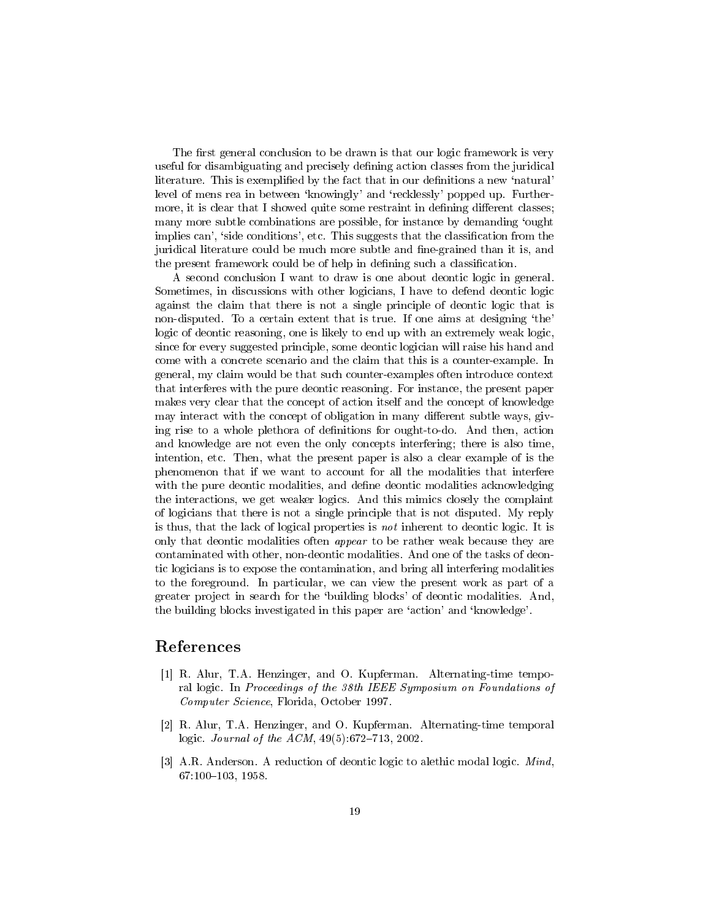The first general conclusion to be drawn is that our logic framework is very useful for disambiguating and precisely defining action classes from the juridical literature. This is exemplified by the fact that in our definitions a new 'natural' level of mens rea in between 'knowingly' and 'recklessly' popped up. Furthermore, it is clear that I showed quite some restraint in defining different classes; many more subtle combinations are possible, for instance by demanding 'ought implies can', 'side conditions', etc. This suggests that the classification from the juridical literature could be much more subtle and fine-grained than it is, and the present framework could be of help in defining such a classification.

A second conclusion I want to draw is one about deontic logic in general. Sometimes, in discussions with other logicians, I have to defend deontic logic against the claim that there is not a single principle of deontic logic that is non-disputed. To a certain extent that is true. If one aims at designing 'the' logic of deontic reasoning, one is likely to end up with an extremely weak logic, since for every suggested principle, some deontic logician will raise his hand and come with a concrete scenario and the claim that this is a counter-example. In general, my claim would be that such counter-examples often introduce context that interferes with the pure deontic reasoning. For instance, the present paper makes very clear that the concept of action itself and the concept of knowledge may interact with the concept of obligation in many different subtle ways, giving rise to a whole plethora of definitions for ought-to-do. And then, action and knowledge are not even the only concepts interfering; there is also time, intention, etc. Then, what the present paper is also a clear example of is the phenomenon that if we want to account for all the modalities that interfere with the pure deontic modalities, and define deontic modalities acknowledging the interactions, we get weaker logics. And this mimics closely the complaint of logicians that there is not a single principle that is not disputed. My reply is thus, that the lack of logical properties is *not* inherent to deontic logic. It is only that deontic modalities often *appear* to be rather weak because they are contaminated with other, non-deontic modalities. And one of the tasks of deontic logicians is to expose the contamination, and bring all interfering modalities to the foreground. In particular, we can view the present work as part of a greater project in search for the 'building blocks' of deontic modalities. And, the building blocks investigated in this paper are 'action' and 'knowledge'.

## References

[1] R. Alur, T.A. Henzinger, and O. Kupferman. Alternating-time temporal logic. In *Proceedings of the 38th IEEE Symposium on Foundations of Computer Science*, Florida, October 1997.

[2] R. Alur, T.A. Henzinger, and O. Kupferman. Alternating-time temporal logic. *Journal of the ACM*, 49(5):672–713, 2002.

[3] A.R. Anderson. A reduction of deontic logic to alethic modal logic. *Mind*, 67:100–103, 1958.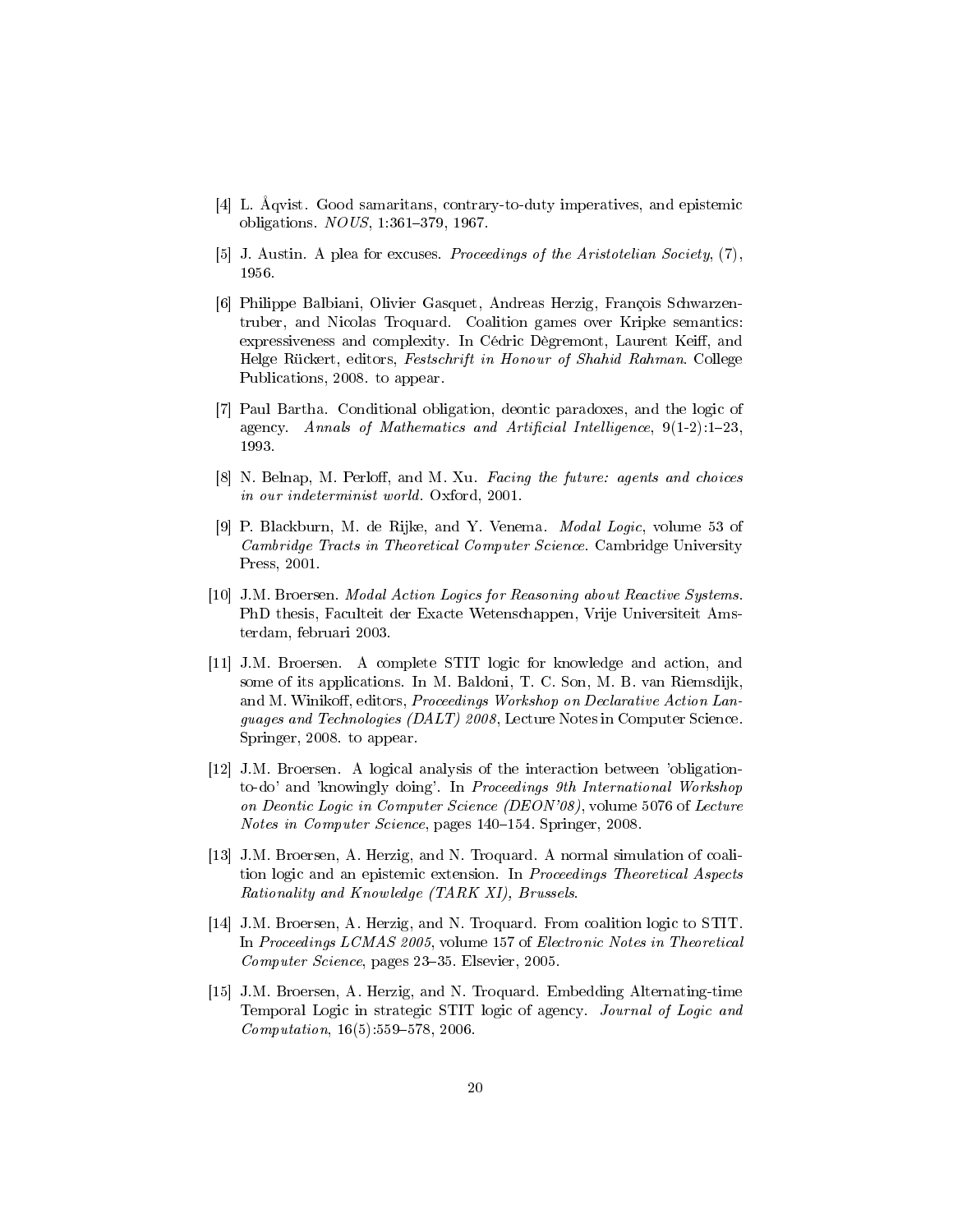[4] L. Åqvist. Good samaritans, contrary-to-duty imperatives, and epistemic obligations. *NOUS*, 1:361–379, 1967.

[5] J. Austin. A plea for excuses. *Proceedings of the Aristotelian Society*, (7), 1956.

[6] Philippe Balbiani, Olivier Gasquet, Andreas Herzig, François Schwarzentruber, and Nicolas Troquard. Coalition games over Kripke semantics: expressiveness and complexity. In Cédric Dègremont, Laurent Keiff, and Helge Rückert, editors, *Festschrift in Honour of Shahid Rahman*. College Publications, 2008. to appear.

[7] Paul Bartha. Conditional obligation, deontic paradoxes, and the logic of agency. *Annals of Mathematics and Artificial Intelligence*, 9(1-2):1–23, 1993.

[8] N. Belnap, M. Perloff, and M. Xu. *Facing the future: agents and choices in our indeterminist world*. Oxford, 2001.

[9] P. Blackburn, M. de Rijke, and Y. Venema. *Modal Logic*, volume 53 of *Cambridge Tracts in Theoretical Computer Science*. Cambridge University Press, 2001.

[10] J.M. Broersen. *Modal Action Logics for Reasoning about Reactive Systems*. PhD thesis, Faculteit der Exacte Wetenschappen, Vrije Universiteit Amsterdam, februari 2003.

[11] J.M. Broersen. A complete STIT logic for knowledge and action, and some of its applications. In M. Baldoni, T. C. Son, M. B. van Riemsdijk, and M. Winikoff, editors, *Proceedings Workshop on Declarative Action Languages and Technologies (DALT) 2008*, Lecture Notes in Computer Science. Springer, 2008. to appear.

[12] J.M. Broersen. A logical analysis of the interaction between 'obligation-to-do' and 'knowingly doing'. In *Proceedings 9th International Workshop on Deontic Logic in Computer Science (DEON'08)*, volume 5076 of *Lecture Notes in Computer Science*, pages 140–154. Springer, 2008.

[13] J.M. Broersen, A. Herzig, and N. Troquard. A normal simulation of coalition logic and an epistemic extension. In *Proceedings Theoretical Aspects Rationality and Knowledge (TARK XI), Brussels*.

[14] J.M. Broersen, A. Herzig, and N. Troquard. From coalition logic to STIT. In *Proceedings LCMAS 2005*, volume 157 of *Electronic Notes in Theoretical Computer Science*, pages 23–35. Elsevier, 2005.

[15] J.M. Broersen, A. Herzig, and N. Troquard. Embedding Alternating-time Temporal Logic in strategic STIT logic of agency. *Journal of Logic and Computation*, 16(5):559–578, 2006.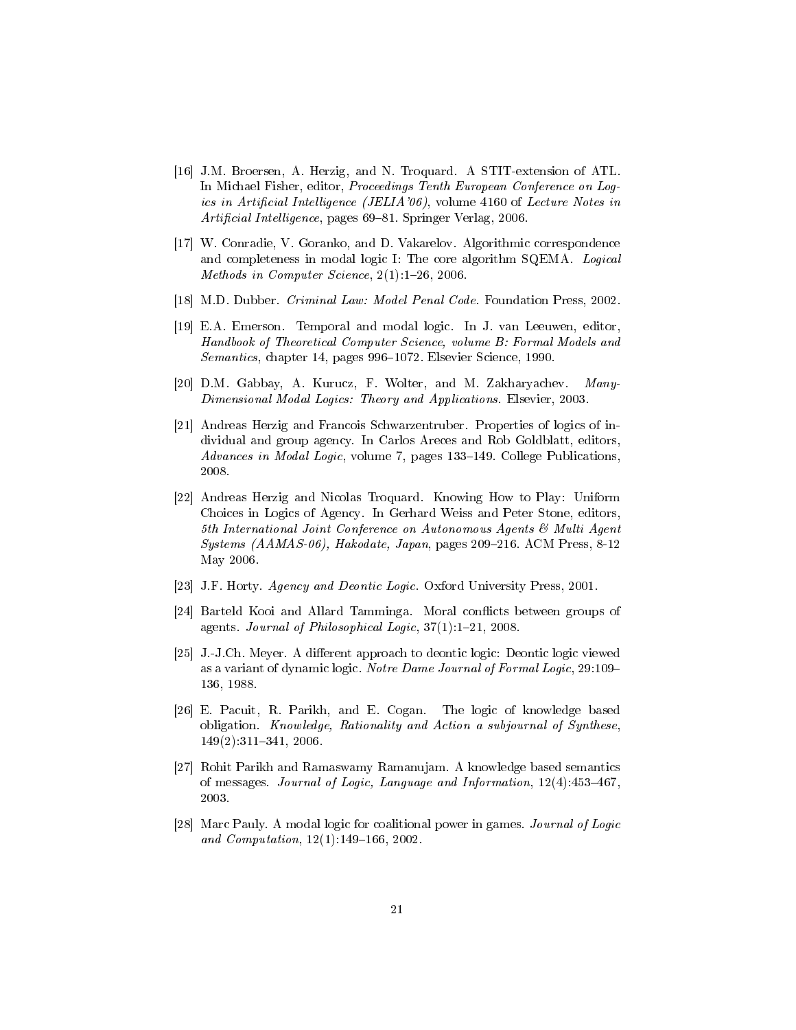[16] J.M. Broersen, A. Herzig, and N. Troquard. A STIT-extension of ATL. In Michael Fisher, editor, *Proceedings Tenth European Conference on Logics in Artificial Intelligence (JELIA'06)*, volume 4160 of *Lecture Notes in Artificial Intelligence*, pages 69–81. Springer Verlag, 2006.

[17] W. Conradie, V. Goranko, and D. Vakarelov. Algorithmic correspondence and completeness in modal logic I: The core algorithm SQEMA. *Logical Methods in Computer Science*, 2(1):1–26, 2006.

[18] M.D. Dubber. *Criminal Law: Model Penal Code*. Foundation Press, 2002.

[19] E.A. Emerson. Temporal and modal logic. In J. van Leeuwen, editor, *Handbook of Theoretical Computer Science, volume B: Formal Models and Semantics*, chapter 14, pages 996–1072. Elsevier Science, 1990.

[20] D.M. Gabbay, A. Kurucz, F. Wolter, and M. Zakharyachev. *Many-Dimensional Modal Logics: Theory and Applications*. Elsevier, 2003.

[21] Andreas Herzig and Francois Schwarzentruber. Properties of logics of individual and group agency. In Carlos Areces and Rob Goldblatt, editors, *Advances in Modal Logic*, volume 7, pages 133–149. College Publications, 2008.

[22] Andreas Herzig and Nicolas Troquard. Knowing How to Play: Uniform Choices in Logics of Agency. In Gerhard Weiss and Peter Stone, editors, *5th International Joint Conference on Autonomous Agents & Multi Agent Systems (AAMAS-06), Hakodate, Japan*, pages 209–216. ACM Press, 8-12 May 2006.

[23] J.F. Horty. *Agency and Deontic Logic*. Oxford University Press, 2001.

[24] Barteld Kooi and Allard Tamminga. Moral conflicts between groups of agents. *Journal of Philosophical Logic*, 37(1):1–21, 2008.

[25] J.-J.Ch. Meyer. A different approach to deontic logic: Deontic logic viewed as a variant of dynamic logic. *Notre Dame Journal of Formal Logic*, 29:109–136, 1988.

[26] E. Pacuit, R. Parikh, and E. Cogan. The logic of knowledge based obligation. *Knowledge, Rationality and Action a subjournal of Synthese*, 149(2):311–341, 2006.

[27] Rohit Parikh and Ramaswamy Ramanujam. A knowledge based semantics of messages. *Journal of Logic, Language and Information*, 12(4):453–467, 2003.

[28] Marc Pauly. A modal logic for coalitional power in games. *Journal of Logic and Computation*, 12(1):149–166, 2002.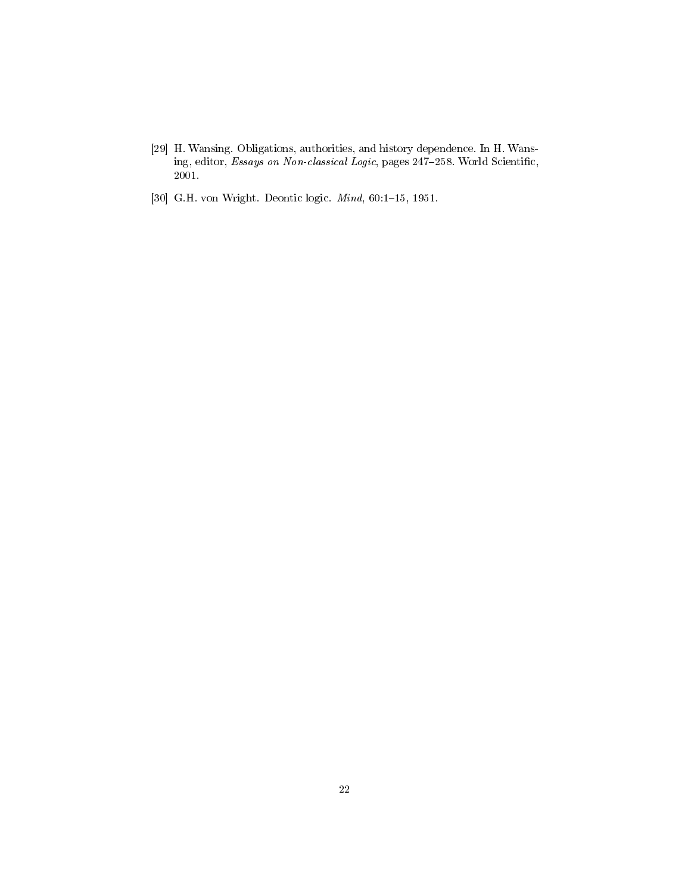[29] H. Wansing. Obligations, authorities, and history dependence. In H. Wansing, editor, *Essays on Non-classical Logic*, pages 247–258. World Scientific, 2001.

[30] G.H. von Wright. Deontic logic. *Mind*, 60:1–15, 1951.